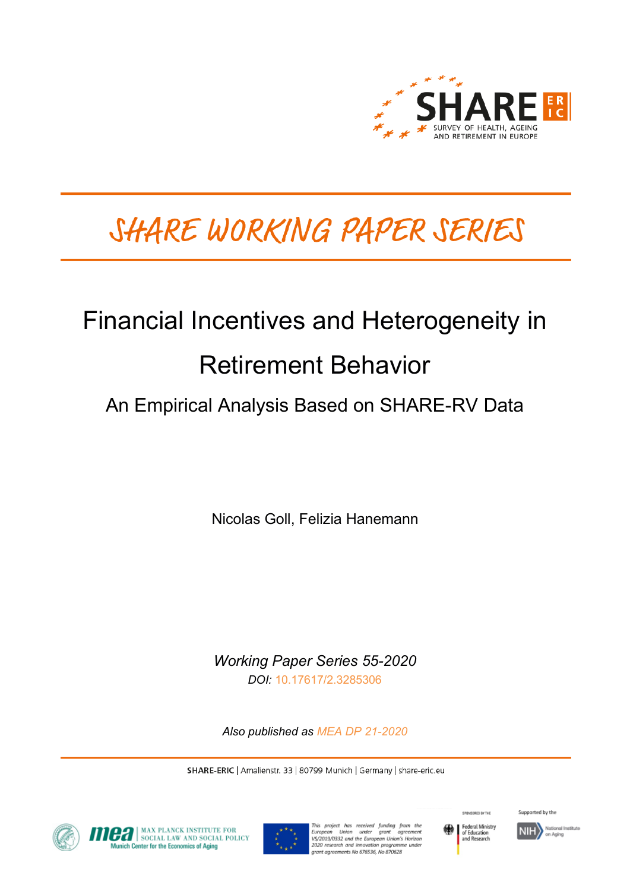SHARE

SURVEY OF HEALTH, AGEING AND RETIREMENT IN EUROPE

# SHARE WORKING PAPER SERIES

# Financial Incentives and Heterogeneity in Retirement Behavior

## An Empirical Analysis Based on SHARE-RV Data

Nicolas Goll, Felizia Hanemann

*Working Paper Series 55-2020*

*DOI: 10.17617/2.3285306*

*Also published as MEA DP 21-2020*

**SHARE-ERIC** | Amalienstr. 33 | 80799 Munich | Germany | share-eric.eu

This project has received funding from the European Union under grant agreement VS/2019/0332 and the European Union's Horizon 2020 research and innovation programme under grant agreements No 676536, No 870628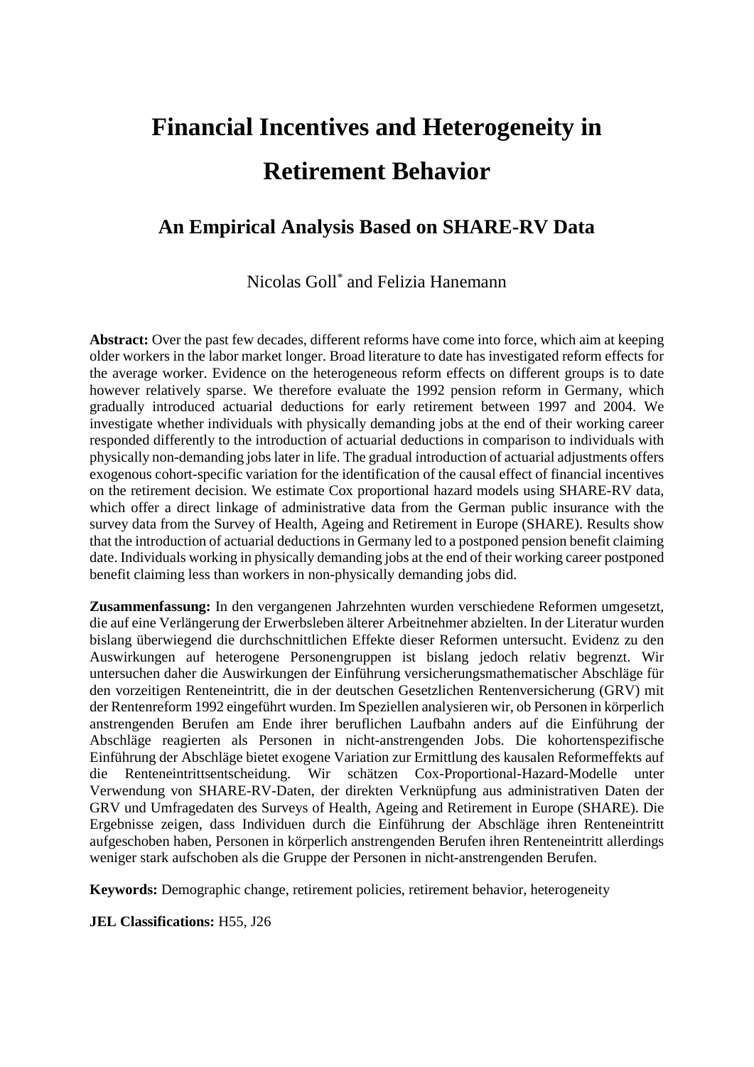# Financial Incentives and Heterogeneity in Retirement Behavior

## An Empirical Analysis Based on SHARE-RV Data

Nicolas Goll[*] and Felizia Hanemann

**Abstract:** Over the past few decades, different reforms have come into force, which aim at keeping older workers in the labor market longer. Broad literature to date has investigated reform effects for the average worker. Evidence on the heterogeneous reform effects on different groups is to date however relatively sparse. We therefore evaluate the 1992 pension reform in Germany, which gradually introduced actuarial deductions for early retirement between 1997 and 2004. We investigate whether individuals with physically demanding jobs at the end of their working career responded differently to the introduction of actuarial deductions in comparison to individuals with physically non-demanding jobs later in life. The gradual introduction of actuarial adjustments offers exogenous cohort-specific variation for the identification of the causal effect of financial incentives on the retirement decision. We estimate Cox proportional hazard models using SHARE-RV data, which offer a direct linkage of administrative data from the German public insurance with the survey data from the Survey of Health, Ageing and Retirement in Europe (SHARE). Results show that the introduction of actuarial deductions in Germany led to a postponed pension benefit claiming date. Individuals working in physically demanding jobs at the end of their working career postponed benefit claiming less than workers in non-physically demanding jobs did.

**Zusammenfassung:** In den vergangenen Jahrzehnten wurden verschiedene Reformen umgesetzt, die auf eine Verlängerung der Erwerbsleben älterer Arbeitnehmer abzielten. In der Literatur wurden bislang überwiegend die durchschnittlichen Effekte dieser Reformen untersucht. Evidenz zu den Auswirkungen auf heterogene Personengruppen ist bislang jedoch relativ begrenzt. Wir untersuchen daher die Auswirkungen der Einführung versicherungsmathematischer Abschläge für den vorzeitigen Renteneintritt, die in der deutschen Gesetzlichen Rentenversicherung (GRV) mit der Rentenreform 1992 eingeführt wurden. Im Speziellen analysieren wir, ob Personen in körperlich anstrengenden Berufen am Ende ihrer beruflichen Laufbahn anders auf die Einführung der Abschläge reagierten als Personen in nicht-anstrengenden Jobs. Die kohortenspezifische Einführung der Abschläge bietet exogene Variation zur Ermittlung des kausalen Reformeffekts auf die Renteneintrittsentscheidung. Wir schätzen Cox-Proportional-Hazard-Modelle unter Verwendung von SHARE-RV-Daten, der direkten Verknüpfung aus administrativen Daten der GRV und Umfragedaten des Surveys of Health, Ageing and Retirement in Europe (SHARE). Die Ergebnisse zeigen, dass Individuen durch die Einführung der Abschläge ihren Renteneintritt aufgeschoben haben, Personen in körperlich anstrengenden Berufen ihren Renteneintritt allerdings weniger stark aufschoben als die Gruppe der Personen in nicht-anstrengenden Berufen.

**Keywords:** Demographic change, retirement policies, retirement behavior, heterogeneity

**JEL Classifications:** H55, J26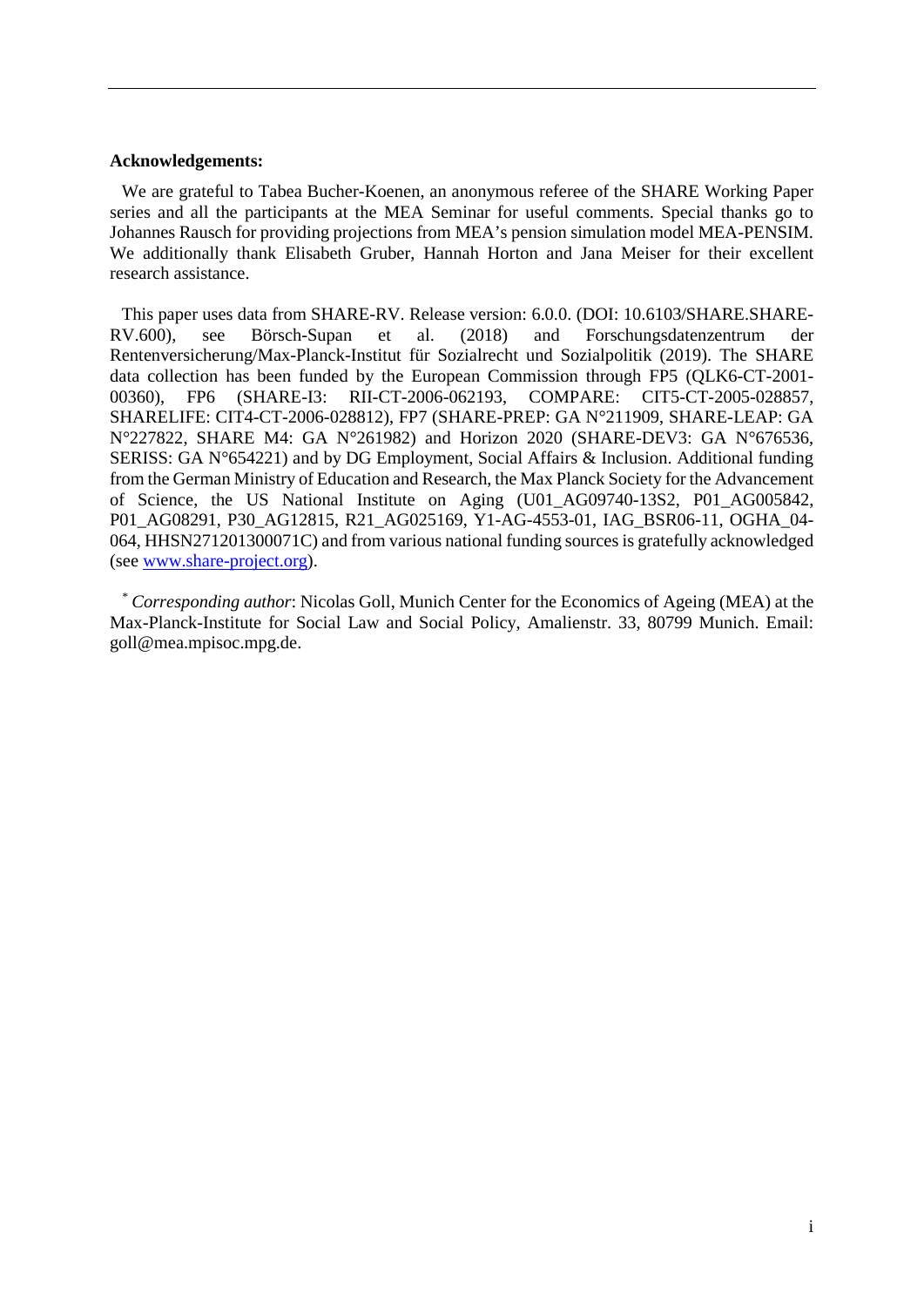**Acknowledgements:**

We are grateful to Tabea Bucher-Koenen, an anonymous referee of the SHARE Working Paper series and all the participants at the MEA Seminar for useful comments. Special thanks go to Johannes Rausch for providing projections from MEA's pension simulation model MEA-PENSIM. We additionally thank Elisabeth Gruber, Hannah Horton and Jana Meiser for their excellent research assistance.

This paper uses data from SHARE-RV. Release version: 6.0.0. (DOI: 10.6103/SHARE.SHARE-RV.600), see Börsch-Supan et al. (2018) and Forschungsdatenzentrum der Rentenversicherung/Max-Planck-Institut für Sozialrecht und Sozialpolitik (2019). The SHARE data collection has been funded by the European Commission through FP5 (QLK6-CT-2001-00360), FP6 (SHARE-I3: RII-CT-2006-062193, COMPARE: CIT5-CT-2005-028857, SHARELIFE: CIT4-CT-2006-028812), FP7 (SHARE-PREP: GA N°211909, SHARE-LEAP: GA N°227822, SHARE M4: GA N°261982) and Horizon 2020 (SHARE-DEV3: GA N°676536, SERISS: GA N°654221) and by DG Employment, Social Affairs & Inclusion. Additional funding from the German Ministry of Education and Research, the Max Planck Society for the Advancement of Science, the US National Institute on Aging (U01_AG09740-13S2, P01_AG005842, P01_AG08291, P30_AG12815, R21_AG025169, Y1-AG-4553-01, IAG_BSR06-11, OGHA_04-064, HHSN271201300071C) and from various national funding sources is gratefully acknowledged (see www.share-project.org).

[*] *Corresponding author*: Nicolas Goll, Munich Center for the Economics of Ageing (MEA) at the Max-Planck-Institute for Social Law and Social Policy, Amalienstr. 33, 80799 Munich. Email: goll@mea.mpisoc.mpg.de.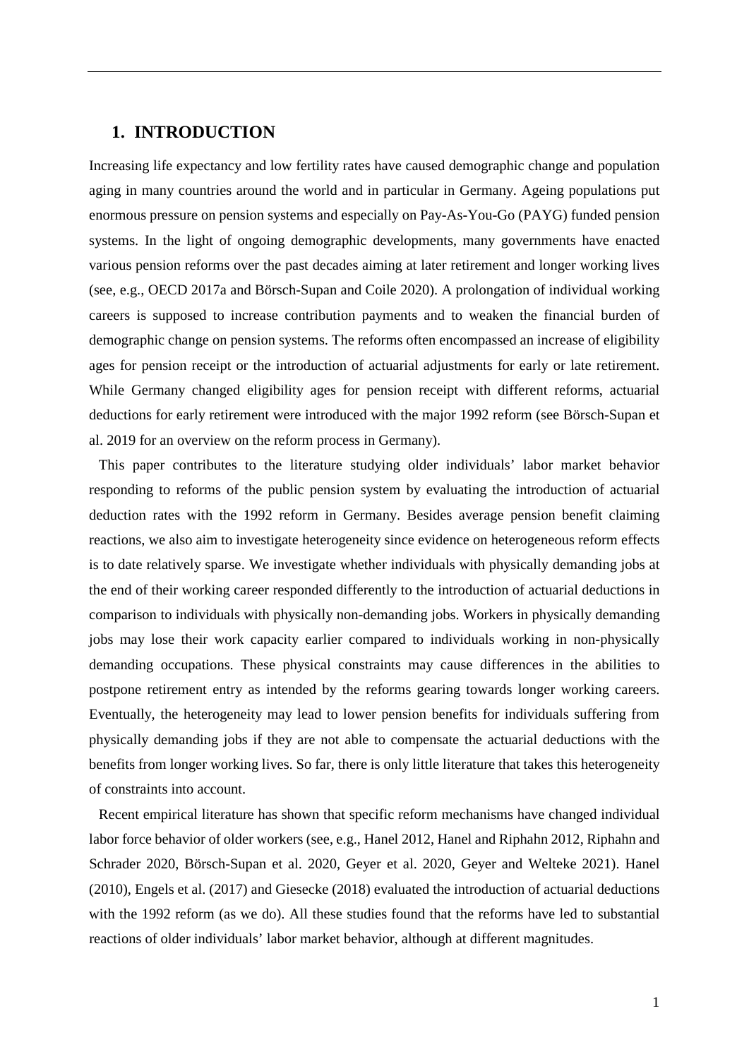# 1. INTRODUCTION

Increasing life expectancy and low fertility rates have caused demographic change and population aging in many countries around the world and in particular in Germany. Ageing populations put enormous pressure on pension systems and especially on Pay-As-You-Go (PAYG) funded pension systems. In the light of ongoing demographic developments, many governments have enacted various pension reforms over the past decades aiming at later retirement and longer working lives (see, e.g., OECD 2017a and Börsch-Supan and Coile 2020). A prolongation of individual working careers is supposed to increase contribution payments and to weaken the financial burden of demographic change on pension systems. The reforms often encompassed an increase of eligibility ages for pension receipt or the introduction of actuarial adjustments for early or late retirement. While Germany changed eligibility ages for pension receipt with different reforms, actuarial deductions for early retirement were introduced with the major 1992 reform (see Börsch-Supan et al. 2019 for an overview on the reform process in Germany).

This paper contributes to the literature studying older individuals' labor market behavior responding to reforms of the public pension system by evaluating the introduction of actuarial deduction rates with the 1992 reform in Germany. Besides average pension benefit claiming reactions, we also aim to investigate heterogeneity since evidence on heterogeneous reform effects is to date relatively sparse. We investigate whether individuals with physically demanding jobs at the end of their working career responded differently to the introduction of actuarial deductions in comparison to individuals with physically non-demanding jobs. Workers in physically demanding jobs may lose their work capacity earlier compared to individuals working in non-physically demanding occupations. These physical constraints may cause differences in the abilities to postpone retirement entry as intended by the reforms gearing towards longer working careers. Eventually, the heterogeneity may lead to lower pension benefits for individuals suffering from physically demanding jobs if they are not able to compensate the actuarial deductions with the benefits from longer working lives. So far, there is only little literature that takes this heterogeneity of constraints into account.

Recent empirical literature has shown that specific reform mechanisms have changed individual labor force behavior of older workers (see, e.g., Hanel 2012, Hanel and Riphahn 2012, Riphahn and Schrader 2020, Börsch-Supan et al. 2020, Geyer et al. 2020, Geyer and Welteke 2021). Hanel (2010), Engels et al. (2017) and Giesecke (2018) evaluated the introduction of actuarial deductions with the 1992 reform (as we do). All these studies found that the reforms have led to substantial reactions of older individuals' labor market behavior, although at different magnitudes.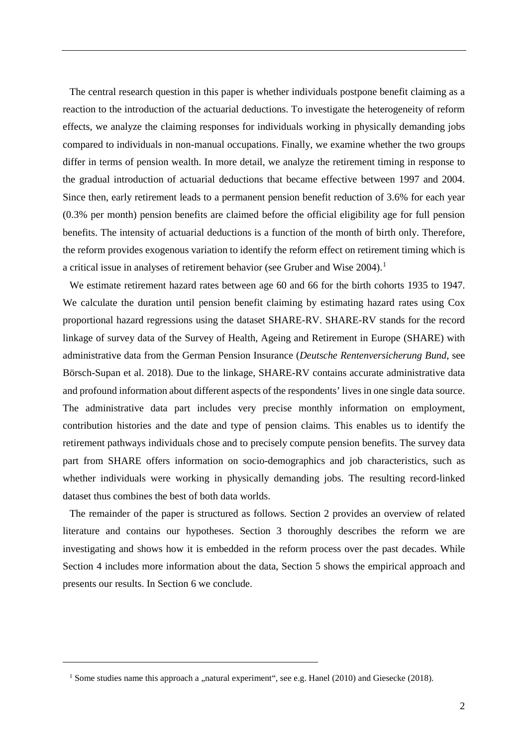The central research question in this paper is whether individuals postpone benefit claiming as a reaction to the introduction of the actuarial deductions. To investigate the heterogeneity of reform effects, we analyze the claiming responses for individuals working in physically demanding jobs compared to individuals in non-manual occupations. Finally, we examine whether the two groups differ in terms of pension wealth. In more detail, we analyze the retirement timing in response to the gradual introduction of actuarial deductions that became effective between 1997 and 2004. Since then, early retirement leads to a permanent pension benefit reduction of 3.6% for each year (0.3% per month) pension benefits are claimed before the official eligibility age for full pension benefits. The intensity of actuarial deductions is a function of the month of birth only. Therefore, the reform provides exogenous variation to identify the reform effect on retirement timing which is a critical issue in analyses of retirement behavior (see Gruber and Wise 2004).[1]

We estimate retirement hazard rates between age 60 and 66 for the birth cohorts 1935 to 1947. We calculate the duration until pension benefit claiming by estimating hazard rates using Cox proportional hazard regressions using the dataset SHARE-RV. SHARE-RV stands for the record linkage of survey data of the Survey of Health, Ageing and Retirement in Europe (SHARE) with administrative data from the German Pension Insurance (*Deutsche Rentenversicherung Bund*, see Börsch-Supan et al. 2018). Due to the linkage, SHARE-RV contains accurate administrative data and profound information about different aspects of the respondents' lives in one single data source. The administrative data part includes very precise monthly information on employment, contribution histories and the date and type of pension claims. This enables us to identify the retirement pathways individuals chose and to precisely compute pension benefits. The survey data part from SHARE offers information on socio-demographics and job characteristics, such as whether individuals were working in physically demanding jobs. The resulting record-linked dataset thus combines the best of both data worlds.

The remainder of the paper is structured as follows. Section 2 provides an overview of related literature and contains our hypotheses. Section 3 thoroughly describes the reform we are investigating and shows how it is embedded in the reform process over the past decades. While Section 4 includes more information about the data, Section 5 shows the empirical approach and presents our results. In Section 6 we conclude.

[1] Some studies name this approach a „natural experiment", see e.g. Hanel (2010) and Giesecke (2018).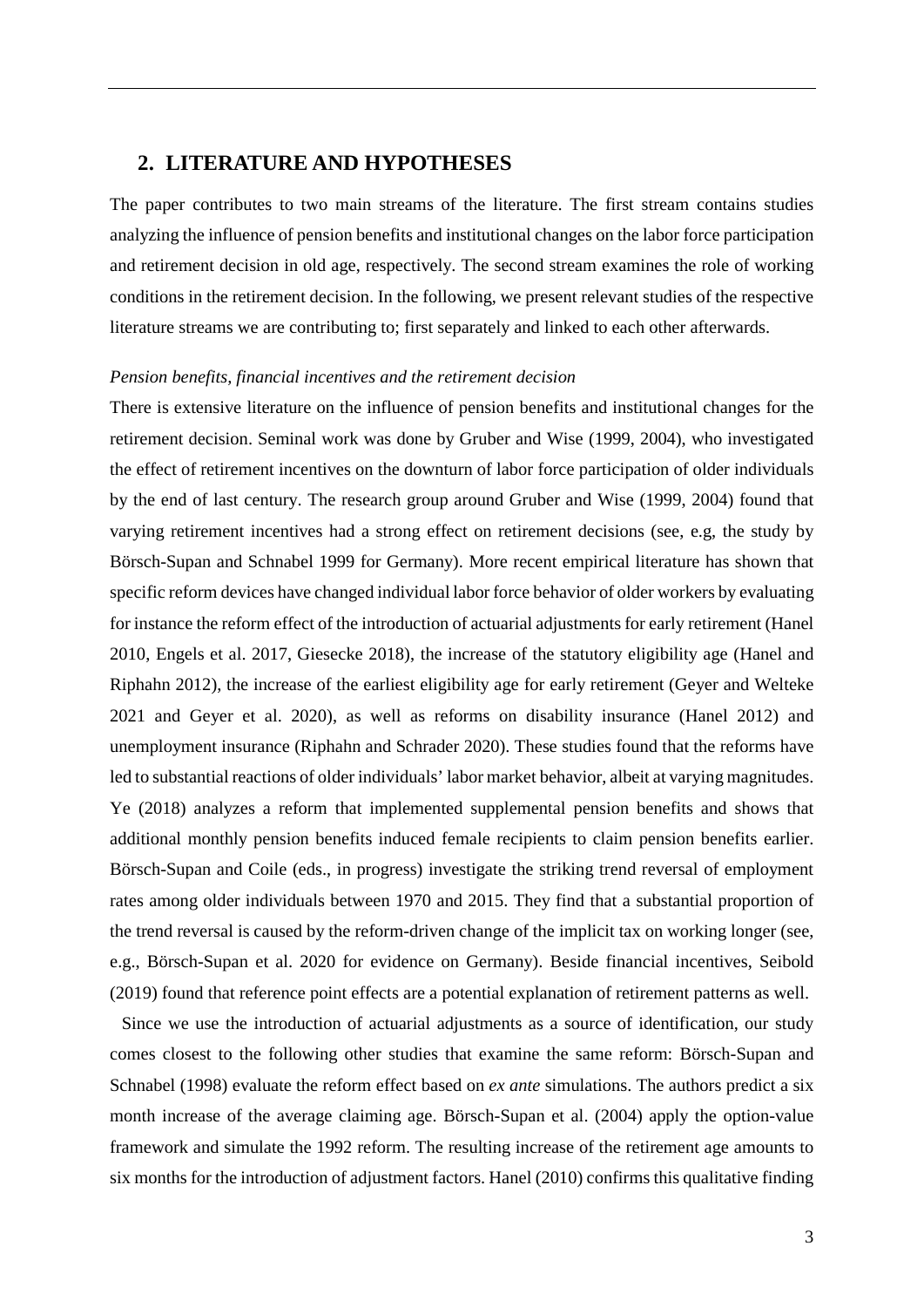## 2. LITERATURE AND HYPOTHESES

The paper contributes to two main streams of the literature. The first stream contains studies analyzing the influence of pension benefits and institutional changes on the labor force participation and retirement decision in old age, respectively. The second stream examines the role of working conditions in the retirement decision. In the following, we present relevant studies of the respective literature streams we are contributing to; first separately and linked to each other afterwards.

*Pension benefits, financial incentives and the retirement decision*

There is extensive literature on the influence of pension benefits and institutional changes for the retirement decision. Seminal work was done by Gruber and Wise (1999, 2004), who investigated the effect of retirement incentives on the downturn of labor force participation of older individuals by the end of last century. The research group around Gruber and Wise (1999, 2004) found that varying retirement incentives had a strong effect on retirement decisions (see, e.g, the study by Börsch-Supan and Schnabel 1999 for Germany). More recent empirical literature has shown that specific reform devices have changed individual labor force behavior of older workers by evaluating for instance the reform effect of the introduction of actuarial adjustments for early retirement (Hanel 2010, Engels et al. 2017, Giesecke 2018), the increase of the statutory eligibility age (Hanel and Riphahn 2012), the increase of the earliest eligibility age for early retirement (Geyer and Welteke 2021 and Geyer et al. 2020), as well as reforms on disability insurance (Hanel 2012) and unemployment insurance (Riphahn and Schrader 2020). These studies found that the reforms have led to substantial reactions of older individuals' labor market behavior, albeit at varying magnitudes. Ye (2018) analyzes a reform that implemented supplemental pension benefits and shows that additional monthly pension benefits induced female recipients to claim pension benefits earlier. Börsch-Supan and Coile (eds., in progress) investigate the striking trend reversal of employment rates among older individuals between 1970 and 2015. They find that a substantial proportion of the trend reversal is caused by the reform-driven change of the implicit tax on working longer (see, e.g., Börsch-Supan et al. 2020 for evidence on Germany). Beside financial incentives, Seibold (2019) found that reference point effects are a potential explanation of retirement patterns as well.

Since we use the introduction of actuarial adjustments as a source of identification, our study comes closest to the following other studies that examine the same reform: Börsch-Supan and Schnabel (1998) evaluate the reform effect based on *ex ante* simulations. The authors predict a six month increase of the average claiming age. Börsch-Supan et al. (2004) apply the option-value framework and simulate the 1992 reform. The resulting increase of the retirement age amounts to six months for the introduction of adjustment factors. Hanel (2010) confirms this qualitative finding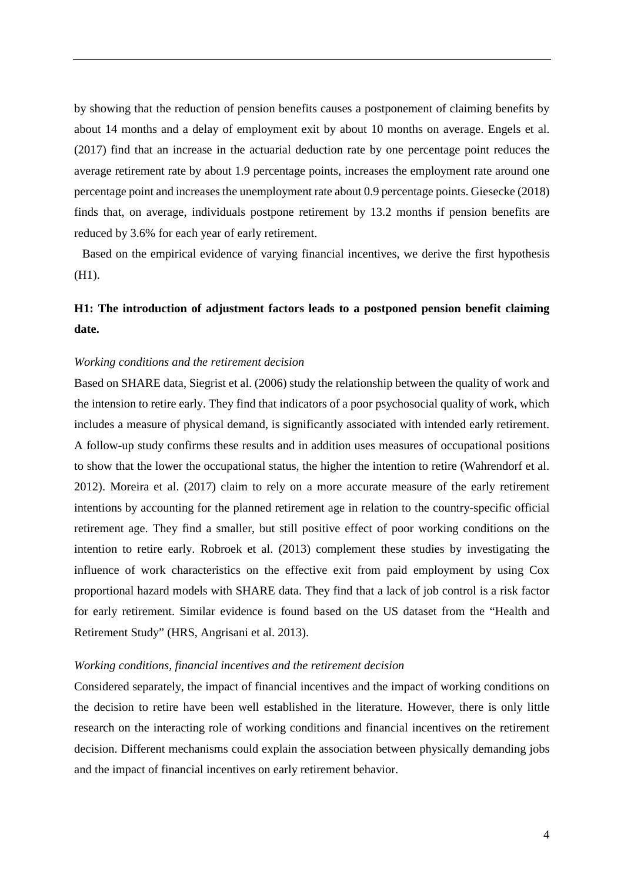by showing that the reduction of pension benefits causes a postponement of claiming benefits by about 14 months and a delay of employment exit by about 10 months on average. Engels et al. (2017) find that an increase in the actuarial deduction rate by one percentage point reduces the average retirement rate by about 1.9 percentage points, increases the employment rate around one percentage point and increases the unemployment rate about 0.9 percentage points. Giesecke (2018) finds that, on average, individuals postpone retirement by 13.2 months if pension benefits are reduced by 3.6% for each year of early retirement.

Based on the empirical evidence of varying financial incentives, we derive the first hypothesis (H1).

**H1: The introduction of adjustment factors leads to a postponed pension benefit claiming date.**

*Working conditions and the retirement decision*

Based on SHARE data, Siegrist et al. (2006) study the relationship between the quality of work and the intension to retire early. They find that indicators of a poor psychosocial quality of work, which includes a measure of physical demand, is significantly associated with intended early retirement. A follow-up study confirms these results and in addition uses measures of occupational positions to show that the lower the occupational status, the higher the intention to retire (Wahrendorf et al. 2012). Moreira et al. (2017) claim to rely on a more accurate measure of the early retirement intentions by accounting for the planned retirement age in relation to the country-specific official retirement age. They find a smaller, but still positive effect of poor working conditions on the intention to retire early. Robroek et al. (2013) complement these studies by investigating the influence of work characteristics on the effective exit from paid employment by using Cox proportional hazard models with SHARE data. They find that a lack of job control is a risk factor for early retirement. Similar evidence is found based on the US dataset from the "Health and Retirement Study" (HRS, Angrisani et al. 2013).

*Working conditions, financial incentives and the retirement decision*

Considered separately, the impact of financial incentives and the impact of working conditions on the decision to retire have been well established in the literature. However, there is only little research on the interacting role of working conditions and financial incentives on the retirement decision. Different mechanisms could explain the association between physically demanding jobs and the impact of financial incentives on early retirement behavior.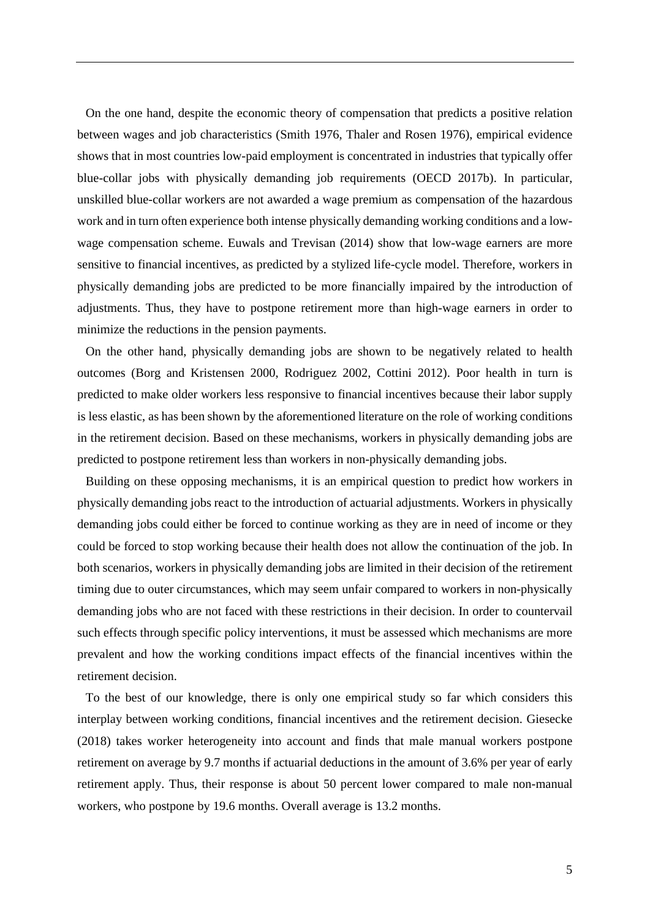On the one hand, despite the economic theory of compensation that predicts a positive relation between wages and job characteristics (Smith 1976, Thaler and Rosen 1976), empirical evidence shows that in most countries low-paid employment is concentrated in industries that typically offer blue-collar jobs with physically demanding job requirements (OECD 2017b). In particular, unskilled blue-collar workers are not awarded a wage premium as compensation of the hazardous work and in turn often experience both intense physically demanding working conditions and a low-wage compensation scheme. Euwals and Trevisan (2014) show that low-wage earners are more sensitive to financial incentives, as predicted by a stylized life-cycle model. Therefore, workers in physically demanding jobs are predicted to be more financially impaired by the introduction of adjustments. Thus, they have to postpone retirement more than high-wage earners in order to minimize the reductions in the pension payments.

On the other hand, physically demanding jobs are shown to be negatively related to health outcomes (Borg and Kristensen 2000, Rodriguez 2002, Cottini 2012). Poor health in turn is predicted to make older workers less responsive to financial incentives because their labor supply is less elastic, as has been shown by the aforementioned literature on the role of working conditions in the retirement decision. Based on these mechanisms, workers in physically demanding jobs are predicted to postpone retirement less than workers in non-physically demanding jobs.

Building on these opposing mechanisms, it is an empirical question to predict how workers in physically demanding jobs react to the introduction of actuarial adjustments. Workers in physically demanding jobs could either be forced to continue working as they are in need of income or they could be forced to stop working because their health does not allow the continuation of the job. In both scenarios, workers in physically demanding jobs are limited in their decision of the retirement timing due to outer circumstances, which may seem unfair compared to workers in non-physically demanding jobs who are not faced with these restrictions in their decision. In order to countervail such effects through specific policy interventions, it must be assessed which mechanisms are more prevalent and how the working conditions impact effects of the financial incentives within the retirement decision.

To the best of our knowledge, there is only one empirical study so far which considers this interplay between working conditions, financial incentives and the retirement decision. Giesecke (2018) takes worker heterogeneity into account and finds that male manual workers postpone retirement on average by 9.7 months if actuarial deductions in the amount of 3.6% per year of early retirement apply. Thus, their response is about 50 percent lower compared to male non-manual workers, who postpone by 19.6 months. Overall average is 13.2 months.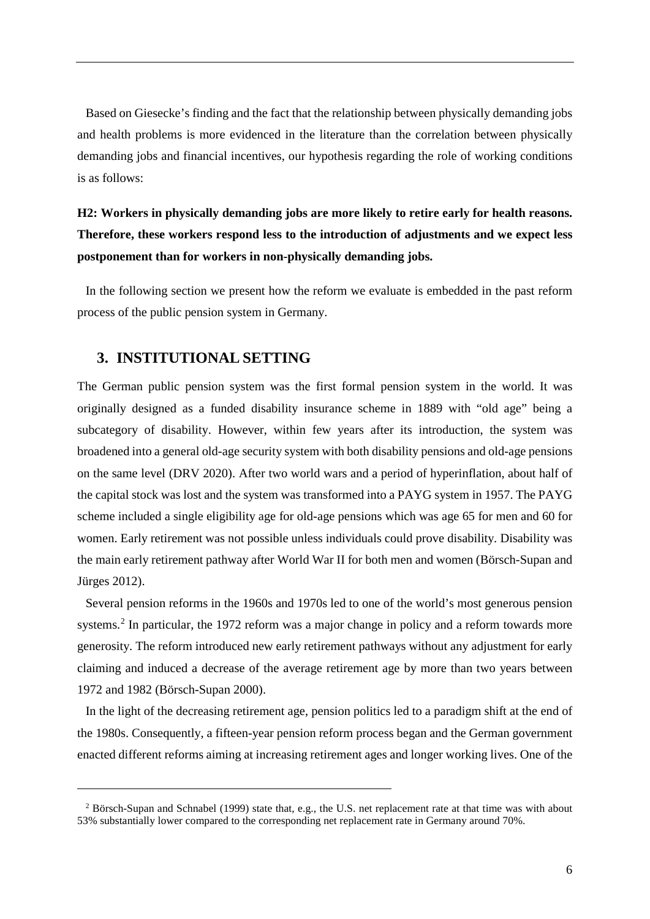Based on Giesecke's finding and the fact that the relationship between physically demanding jobs and health problems is more evidenced in the literature than the correlation between physically demanding jobs and financial incentives, our hypothesis regarding the role of working conditions is as follows:

**H2: Workers in physically demanding jobs are more likely to retire early for health reasons. Therefore, these workers respond less to the introduction of adjustments and we expect less postponement than for workers in non-physically demanding jobs.**

In the following section we present how the reform we evaluate is embedded in the past reform process of the public pension system in Germany.

## 3. INSTITUTIONAL SETTING

The German public pension system was the first formal pension system in the world. It was originally designed as a funded disability insurance scheme in 1889 with "old age" being a subcategory of disability. However, within few years after its introduction, the system was broadened into a general old-age security system with both disability pensions and old-age pensions on the same level (DRV 2020). After two world wars and a period of hyperinflation, about half of the capital stock was lost and the system was transformed into a PAYG system in 1957. The PAYG scheme included a single eligibility age for old-age pensions which was age 65 for men and 60 for women. Early retirement was not possible unless individuals could prove disability. Disability was the main early retirement pathway after World War II for both men and women (Börsch-Supan and Jürges 2012).

Several pension reforms in the 1960s and 1970s led to one of the world's most generous pension systems.[2] In particular, the 1972 reform was a major change in policy and a reform towards more generosity. The reform introduced new early retirement pathways without any adjustment for early claiming and induced a decrease of the average retirement age by more than two years between 1972 and 1982 (Börsch-Supan 2000).

In the light of the decreasing retirement age, pension politics led to a paradigm shift at the end of the 1980s. Consequently, a fifteen-year pension reform process began and the German government enacted different reforms aiming at increasing retirement ages and longer working lives. One of the

[2] Börsch-Supan and Schnabel (1999) state that, e.g., the U.S. net replacement rate at that time was with about 53% substantially lower compared to the corresponding net replacement rate in Germany around 70%.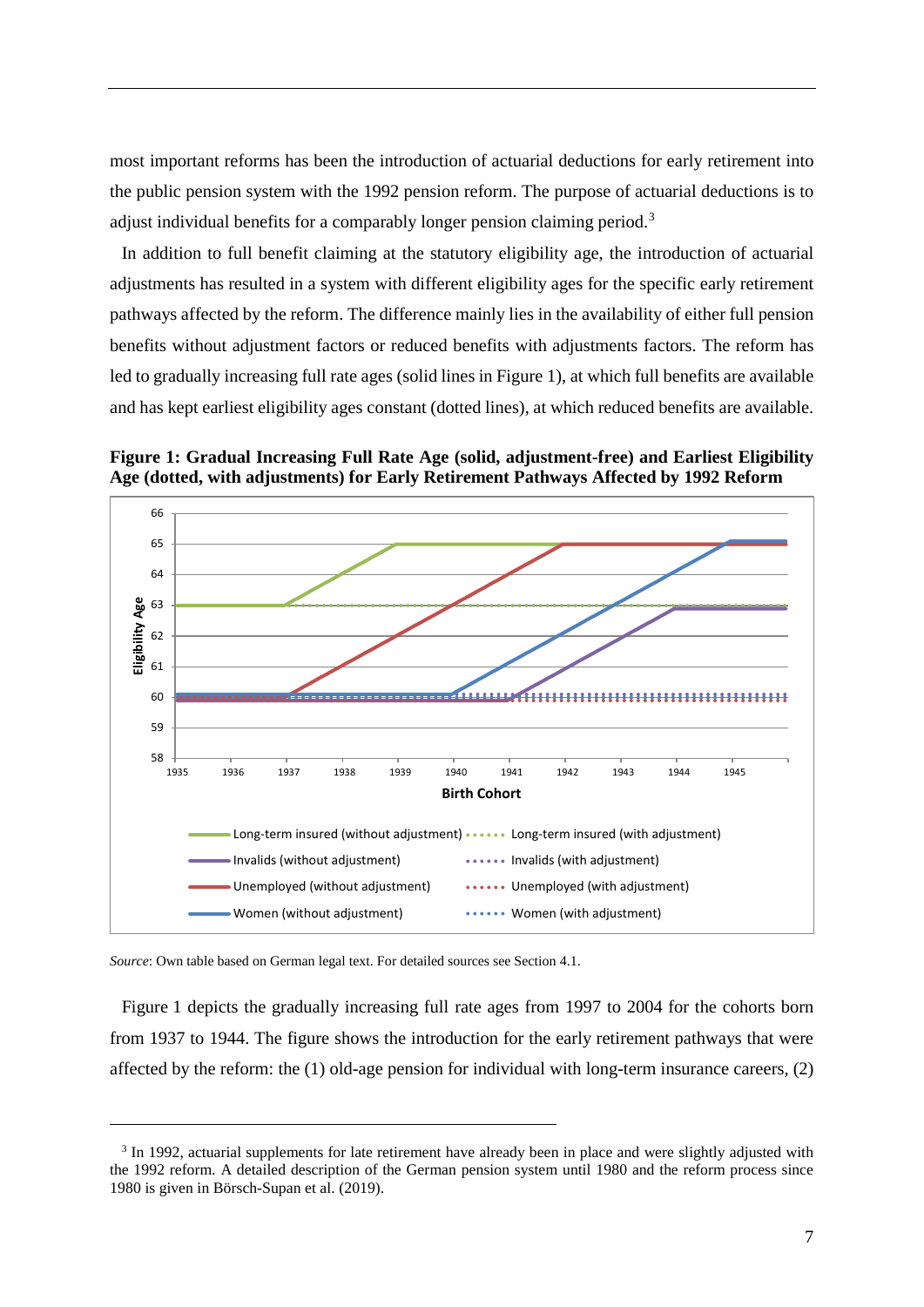most important reforms has been the introduction of actuarial deductions for early retirement into the public pension system with the 1992 pension reform. The purpose of actuarial deductions is to adjust individual benefits for a comparably longer pension claiming period.[3]

In addition to full benefit claiming at the statutory eligibility age, the introduction of actuarial adjustments has resulted in a system with different eligibility ages for the specific early retirement pathways affected by the reform. The difference mainly lies in the availability of either full pension benefits without adjustment factors or reduced benefits with adjustments factors. The reform has led to gradually increasing full rate ages (solid lines in Figure 1), at which full benefits are available and has kept earliest eligibility ages constant (dotted lines), at which reduced benefits are available.

**Figure 1: Gradual Increasing Full Rate Age (solid, adjustment-free) and Earliest Eligibility Age (dotted, with adjustments) for Early Retirement Pathways Affected by 1992 Reform**

*Source*: Own table based on German legal text. For detailed sources see Section 4.1.

Figure 1 depicts the gradually increasing full rate ages from 1997 to 2004 for the cohorts born from 1937 to 1944. The figure shows the introduction for the early retirement pathways that were affected by the reform: the (1) old-age pension for individual with long-term insurance careers, (2)

---

[3] In 1992, actuarial supplements for late retirement have already been in place and were slightly adjusted with the 1992 reform. A detailed description of the German pension system until 1980 and the reform process since 1980 is given in Börsch-Supan et al. (2019).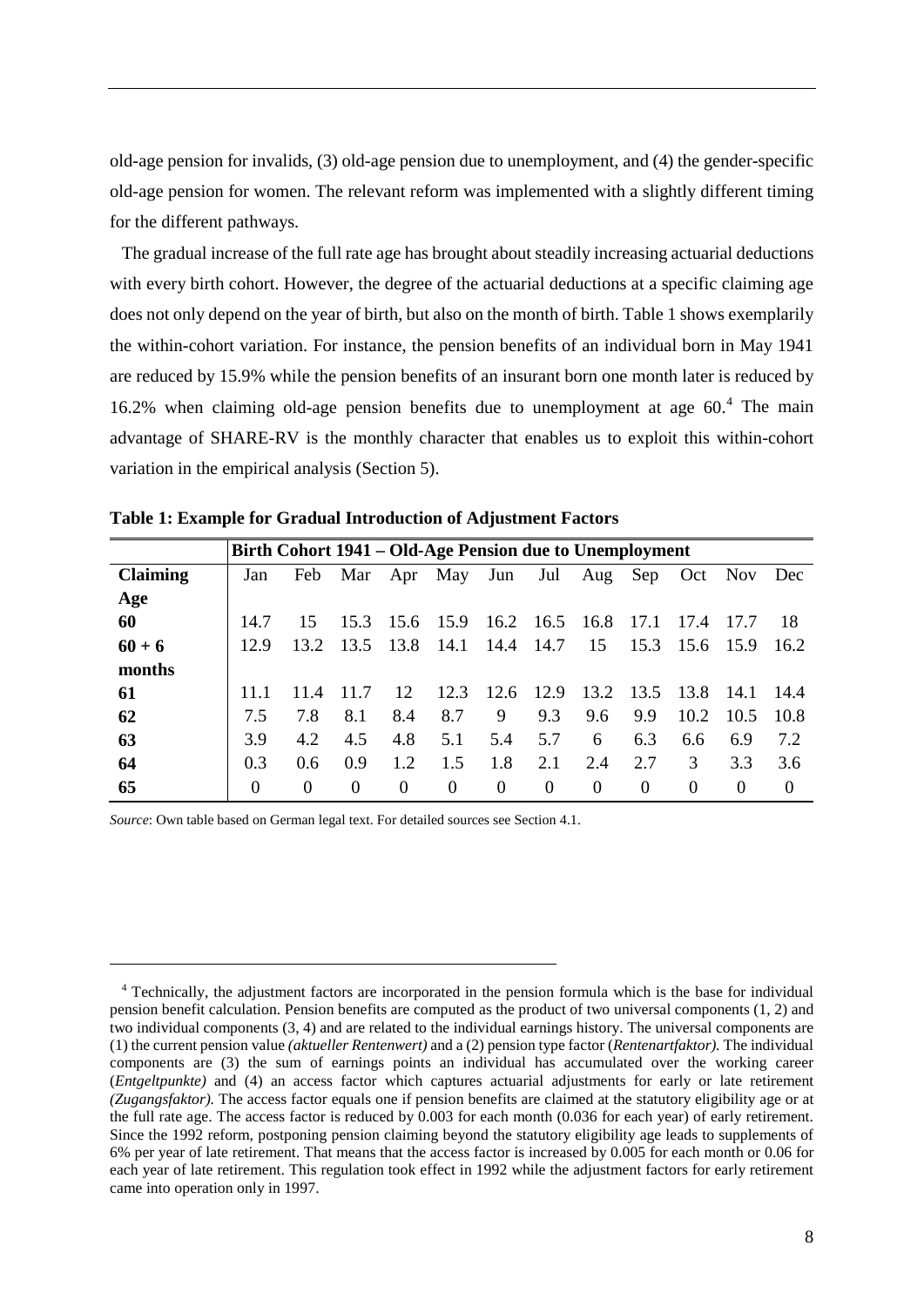old-age pension for invalids, (3) old-age pension due to unemployment, and (4) the gender-specific old-age pension for women. The relevant reform was implemented with a slightly different timing for the different pathways.

The gradual increase of the full rate age has brought about steadily increasing actuarial deductions with every birth cohort. However, the degree of the actuarial deductions at a specific claiming age does not only depend on the year of birth, but also on the month of birth. Table 1 shows exemplarily the within-cohort variation. For instance, the pension benefits of an individual born in May 1941 are reduced by 15.9% while the pension benefits of an insurant born one month later is reduced by 16.2% when claiming old-age pension benefits due to unemployment at age 60.[4] The main advantage of SHARE-RV is the monthly character that enables us to exploit this within-cohort variation in the empirical analysis (Section 5).

**Table 1: Example for Gradual Introduction of Adjustment Factors**

| | **Birth Cohort 1941 – Old-Age Pension due to Unemployment** | | | | | | | | | | | |
|---|---|---|---|---|---|---|---|---|---|---|---|---|
| **Claiming Age** | Jan | Feb | Mar | Apr | May | Jun | Jul | Aug | Sep | Oct | Nov | Dec |
| **60** | 14.7 | 15 | 15.3 | 15.6 | 15.9 | 16.2 | 16.5 | 16.8 | 17.1 | 17.4 | 17.7 | 18 |
| **60 + 6 months** | 12.9 | 13.2 | 13.5 | 13.8 | 14.1 | 14.4 | 14.7 | 15 | 15.3 | 15.6 | 15.9 | 16.2 |
| **61** | 11.1 | 11.4 | 11.7 | 12 | 12.3 | 12.6 | 12.9 | 13.2 | 13.5 | 13.8 | 14.1 | 14.4 |
| **62** | 7.5 | 7.8 | 8.1 | 8.4 | 8.7 | 9 | 9.3 | 9.6 | 9.9 | 10.2 | 10.5 | 10.8 |
| **63** | 3.9 | 4.2 | 4.5 | 4.8 | 5.1 | 5.4 | 5.7 | 6 | 6.3 | 6.6 | 6.9 | 7.2 |
| **64** | 0.3 | 0.6 | 0.9 | 1.2 | 1.5 | 1.8 | 2.1 | 2.4 | 2.7 | 3 | 3.3 | 3.6 |
| **65** | 0 | 0 | 0 | 0 | 0 | 0 | 0 | 0 | 0 | 0 | 0 | 0 |

*Source*: Own table based on German legal text. For detailed sources see Section 4.1.

[4] Technically, the adjustment factors are incorporated in the pension formula which is the base for individual pension benefit calculation. Pension benefits are computed as the product of two universal components (1, 2) and two individual components (3, 4) and are related to the individual earnings history. The universal components are (1) the current pension value *(aktueller Rentenwert)* and a (2) pension type factor (*Rentenartfaktor).* The individual components are (3) the sum of earnings points an individual has accumulated over the working career (*Entgeltpunkte)* and (4) an access factor which captures actuarial adjustments for early or late retirement *(Zugangsfaktor).* The access factor equals one if pension benefits are claimed at the statutory eligibility age or at the full rate age. The access factor is reduced by 0.003 for each month (0.036 for each year) of early retirement. Since the 1992 reform, postponing pension claiming beyond the statutory eligibility age leads to supplements of 6% per year of late retirement. That means that the access factor is increased by 0.005 for each month or 0.06 for each year of late retirement. This regulation took effect in 1992 while the adjustment factors for early retirement came into operation only in 1997.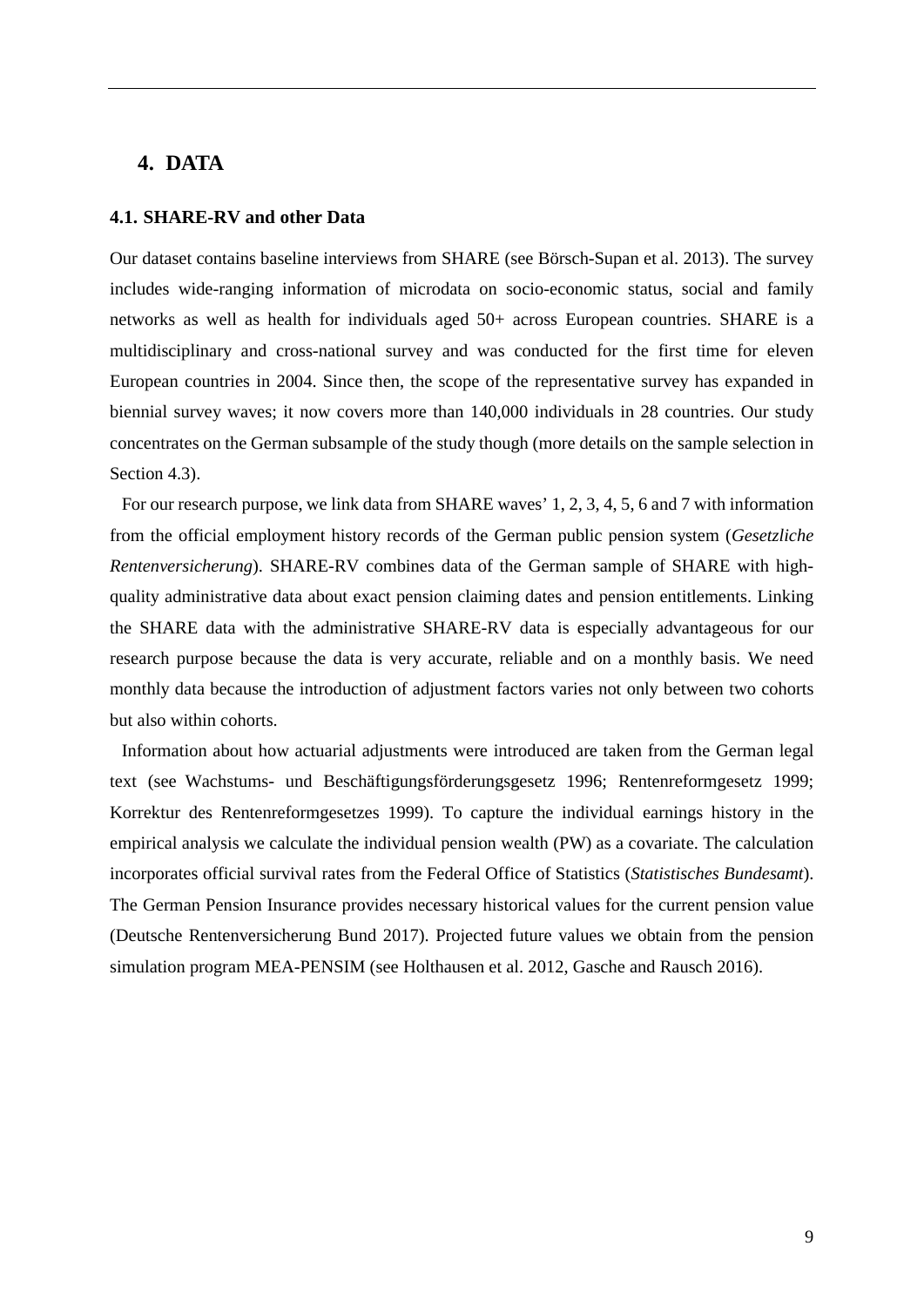## 4. DATA

### 4.1. SHARE-RV and other Data

Our dataset contains baseline interviews from SHARE (see Börsch-Supan et al. 2013). The survey includes wide-ranging information of microdata on socio-economic status, social and family networks as well as health for individuals aged 50+ across European countries. SHARE is a multidisciplinary and cross-national survey and was conducted for the first time for eleven European countries in 2004. Since then, the scope of the representative survey has expanded in biennial survey waves; it now covers more than 140,000 individuals in 28 countries. Our study concentrates on the German subsample of the study though (more details on the sample selection in Section 4.3).

For our research purpose, we link data from SHARE waves' 1, 2, 3, 4, 5, 6 and 7 with information from the official employment history records of the German public pension system (*Gesetzliche Rentenversicherung*). SHARE-RV combines data of the German sample of SHARE with high-quality administrative data about exact pension claiming dates and pension entitlements. Linking the SHARE data with the administrative SHARE-RV data is especially advantageous for our research purpose because the data is very accurate, reliable and on a monthly basis. We need monthly data because the introduction of adjustment factors varies not only between two cohorts but also within cohorts.

Information about how actuarial adjustments were introduced are taken from the German legal text (see Wachstums- und Beschäftigungsförderungsgesetz 1996; Rentenreformgesetz 1999; Korrektur des Rentenreformgesetzes 1999). To capture the individual earnings history in the empirical analysis we calculate the individual pension wealth (PW) as a covariate. The calculation incorporates official survival rates from the Federal Office of Statistics (*Statistisches Bundesamt*). The German Pension Insurance provides necessary historical values for the current pension value (Deutsche Rentenversicherung Bund 2017). Projected future values we obtain from the pension simulation program MEA-PENSIM (see Holthausen et al. 2012, Gasche and Rausch 2016).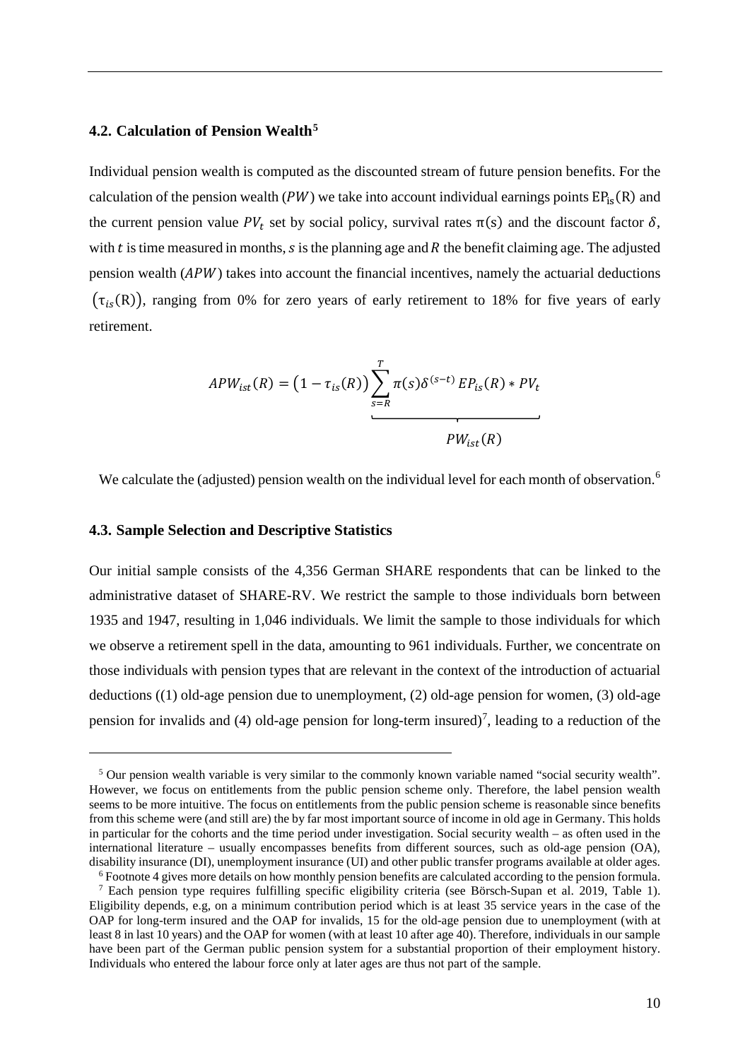### 4.2. Calculation of Pension Wealth[5]

Individual pension wealth is computed as the discounted stream of future pension benefits. For the calculation of the pension wealth ($PW$) we take into account individual earnings points $EP_{is}(R)$ and the current pension value $PV_t$ set by social policy, survival rates $\pi(s)$ and the discount factor $\delta$, with $t$ is time measured in months, $s$ is the planning age and $R$ the benefit claiming age. The adjusted pension wealth ($APW$) takes into account the financial incentives, namely the actuarial deductions $(\tau_{is}(R))$, ranging from 0% for zero years of early retirement to 18% for five years of early retirement.

$$APW_{ist}(R) = \left(1 - \tau_{is}(R)\right) \underbrace{\sum_{s=R}^{T} \pi(s)\delta^{(s-t)}\, EP_{is}(R) * PV_t}_{PW_{ist}(R)}$$

We calculate the (adjusted) pension wealth on the individual level for each month of observation.[6]

### 4.3. Sample Selection and Descriptive Statistics

Our initial sample consists of the 4,356 German SHARE respondents that can be linked to the administrative dataset of SHARE-RV. We restrict the sample to those individuals born between 1935 and 1947, resulting in 1,046 individuals. We limit the sample to those individuals for which we observe a retirement spell in the data, amounting to 961 individuals. Further, we concentrate on those individuals with pension types that are relevant in the context of the introduction of actuarial deductions ((1) old-age pension due to unemployment, (2) old-age pension for women, (3) old-age pension for invalids and (4) old-age pension for long-term insured)[7], leading to a reduction of the

---

[5] Our pension wealth variable is very similar to the commonly known variable named "social security wealth". However, we focus on entitlements from the public pension scheme only. Therefore, the label pension wealth seems to be more intuitive. The focus on entitlements from the public pension scheme is reasonable since benefits from this scheme were (and still are) the by far most important source of income in old age in Germany. This holds in particular for the cohorts and the time period under investigation. Social security wealth – as often used in the international literature – usually encompasses benefits from different sources, such as old-age pension (OA), disability insurance (DI), unemployment insurance (UI) and other public transfer programs available at older ages.

[6] Footnote 4 gives more details on how monthly pension benefits are calculated according to the pension formula.

[7] Each pension type requires fulfilling specific eligibility criteria (see Börsch-Supan et al. 2019, Table 1). Eligibility depends, e.g, on a minimum contribution period which is at least 35 service years in the case of the OAP for long-term insured and the OAP for invalids, 15 for the old-age pension due to unemployment (with at least 8 in last 10 years) and the OAP for women (with at least 10 after age 40). Therefore, individuals in our sample have been part of the German public pension system for a substantial proportion of their employment history. Individuals who entered the labour force only at later ages are thus not part of the sample.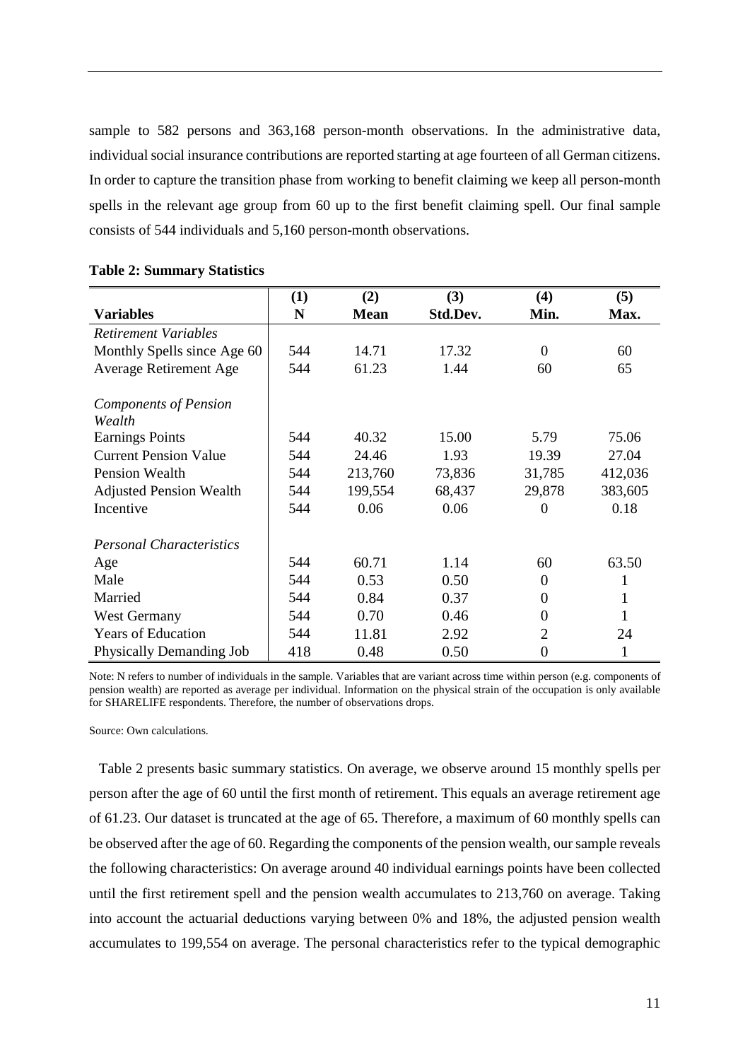sample to 582 persons and 363,168 person-month observations. In the administrative data, individual social insurance contributions are reported starting at age fourteen of all German citizens. In order to capture the transition phase from working to benefit claiming we keep all person-month spells in the relevant age group from 60 up to the first benefit claiming spell. Our final sample consists of 544 individuals and 5,160 person-month observations.

**Table 2: Summary Statistics**

| Variables | (1) N | (2) Mean | (3) Std.Dev. | (4) Min. | (5) Max. |
|---|---|---|---|---|---|
| *Retirement Variables* | | | | | |
| Monthly Spells since Age 60 | 544 | 14.71 | 17.32 | 0 | 60 |
| Average Retirement Age | 544 | 61.23 | 1.44 | 60 | 65 |
| *Components of Pension Wealth* | | | | | |
| Earnings Points | 544 | 40.32 | 15.00 | 5.79 | 75.06 |
| Current Pension Value | 544 | 24.46 | 1.93 | 19.39 | 27.04 |
| Pension Wealth | 544 | 213,760 | 73,836 | 31,785 | 412,036 |
| Adjusted Pension Wealth | 544 | 199,554 | 68,437 | 29,878 | 383,605 |
| Incentive | 544 | 0.06 | 0.06 | 0 | 0.18 |
| *Personal Characteristics* | | | | | |
| Age | 544 | 60.71 | 1.14 | 60 | 63.50 |
| Male | 544 | 0.53 | 0.50 | 0 | 1 |
| Married | 544 | 0.84 | 0.37 | 0 | 1 |
| West Germany | 544 | 0.70 | 0.46 | 0 | 1 |
| Years of Education | 544 | 11.81 | 2.92 | 2 | 24 |
| Physically Demanding Job | 418 | 0.48 | 0.50 | 0 | 1 |

Note: N refers to number of individuals in the sample. Variables that are variant across time within person (e.g. components of pension wealth) are reported as average per individual. Information on the physical strain of the occupation is only available for SHARELIFE respondents. Therefore, the number of observations drops.

Source: Own calculations.

Table 2 presents basic summary statistics. On average, we observe around 15 monthly spells per person after the age of 60 until the first month of retirement. This equals an average retirement age of 61.23. Our dataset is truncated at the age of 65. Therefore, a maximum of 60 monthly spells can be observed after the age of 60. Regarding the components of the pension wealth, our sample reveals the following characteristics: On average around 40 individual earnings points have been collected until the first retirement spell and the pension wealth accumulates to 213,760 on average. Taking into account the actuarial deductions varying between 0% and 18%, the adjusted pension wealth accumulates to 199,554 on average. The personal characteristics refer to the typical demographic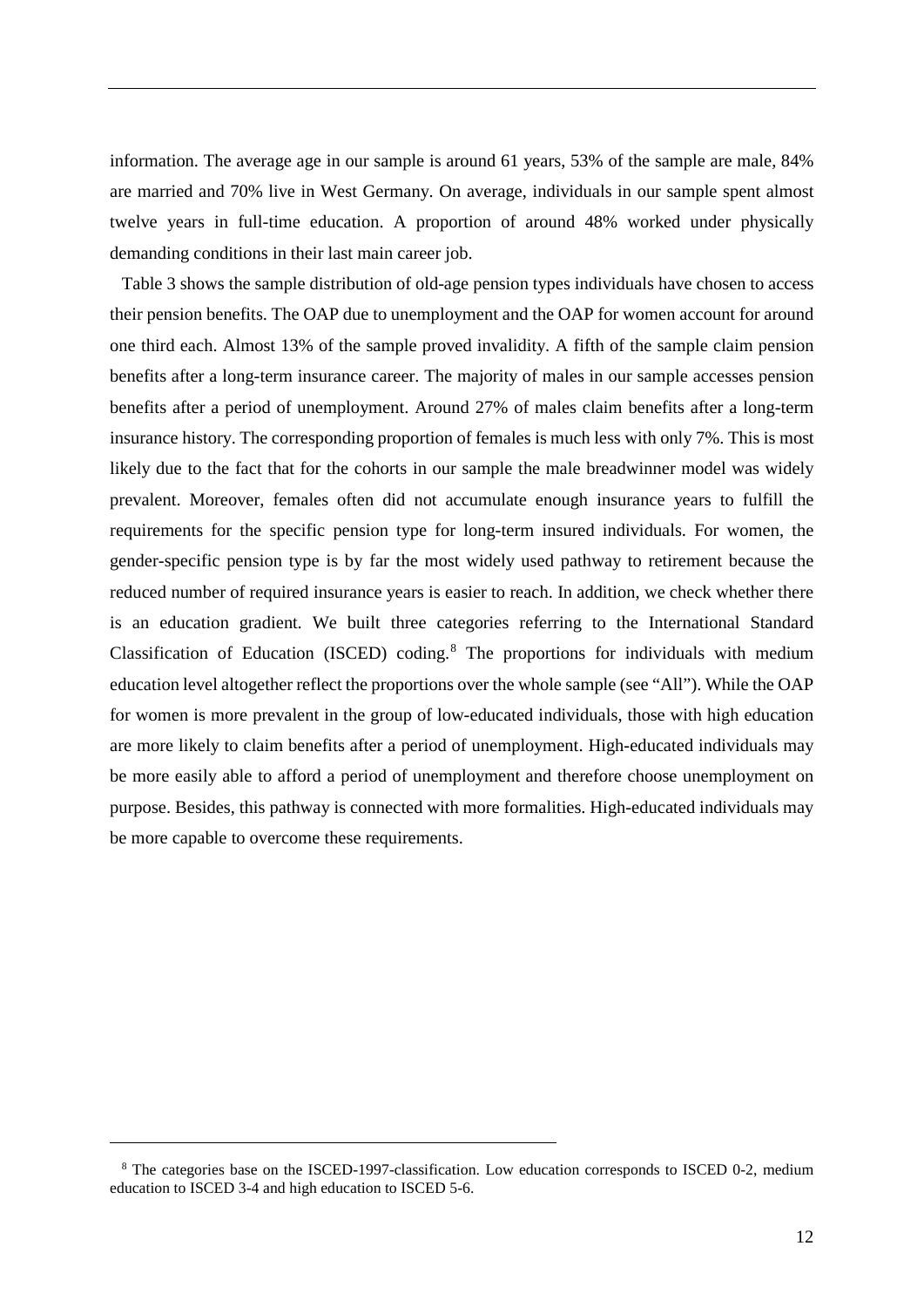information. The average age in our sample is around 61 years, 53% of the sample are male, 84% are married and 70% live in West Germany. On average, individuals in our sample spent almost twelve years in full-time education. A proportion of around 48% worked under physically demanding conditions in their last main career job.

Table 3 shows the sample distribution of old-age pension types individuals have chosen to access their pension benefits. The OAP due to unemployment and the OAP for women account for around one third each. Almost 13% of the sample proved invalidity. A fifth of the sample claim pension benefits after a long-term insurance career. The majority of males in our sample accesses pension benefits after a period of unemployment. Around 27% of males claim benefits after a long-term insurance history. The corresponding proportion of females is much less with only 7%. This is most likely due to the fact that for the cohorts in our sample the male breadwinner model was widely prevalent. Moreover, females often did not accumulate enough insurance years to fulfill the requirements for the specific pension type for long-term insured individuals. For women, the gender-specific pension type is by far the most widely used pathway to retirement because the reduced number of required insurance years is easier to reach. In addition, we check whether there is an education gradient. We built three categories referring to the International Standard Classification of Education (ISCED) coding.[8] The proportions for individuals with medium education level altogether reflect the proportions over the whole sample (see "All"). While the OAP for women is more prevalent in the group of low-educated individuals, those with high education are more likely to claim benefits after a period of unemployment. High-educated individuals may be more easily able to afford a period of unemployment and therefore choose unemployment on purpose. Besides, this pathway is connected with more formalities. High-educated individuals may be more capable to overcome these requirements.

[8] The categories base on the ISCED-1997-classification. Low education corresponds to ISCED 0-2, medium education to ISCED 3-4 and high education to ISCED 5-6.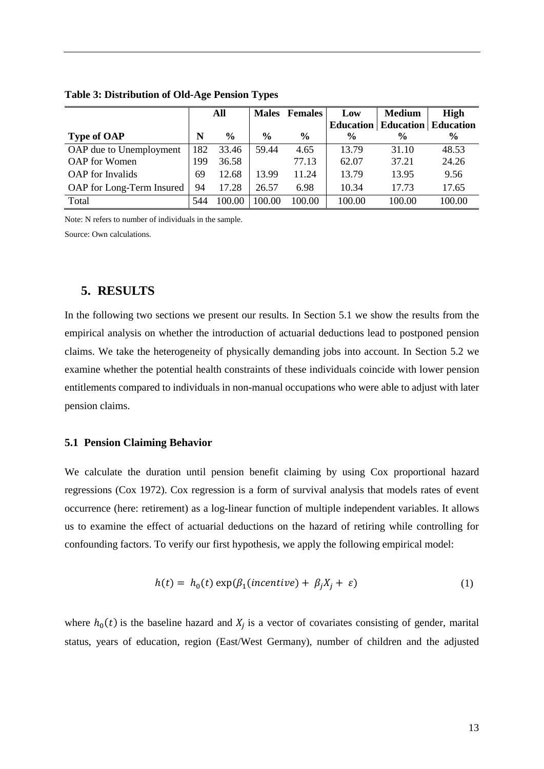**Table 3: Distribution of Old-Age Pension Types**

| | All | | Males | Females | Low Education | Medium Education | High Education |
|---|---|---|---|---|---|---|---|
| **Type of OAP** | **N** | **%** | **%** | **%** | **%** | **%** | **%** |
| OAP due to Unemployment | 182 | 33.46 | 59.44 | 4.65 | 13.79 | 31.10 | 48.53 |
| OAP for Women | 199 | 36.58 | | 77.13 | 62.07 | 37.21 | 24.26 |
| OAP for Invalids | 69 | 12.68 | 13.99 | 11.24 | 13.79 | 13.95 | 9.56 |
| OAP for Long-Term Insured | 94 | 17.28 | 26.57 | 6.98 | 10.34 | 17.73 | 17.65 |
| Total | 544 | 100.00 | 100.00 | 100.00 | 100.00 | 100.00 | 100.00 |

Note: N refers to number of individuals in the sample.

Source: Own calculations.

## 5. RESULTS

In the following two sections we present our results. In Section 5.1 we show the results from the empirical analysis on whether the introduction of actuarial deductions lead to postponed pension claims. We take the heterogeneity of physically demanding jobs into account. In Section 5.2 we examine whether the potential health constraints of these individuals coincide with lower pension entitlements compared to individuals in non-manual occupations who were able to adjust with later pension claims.

### 5.1 Pension Claiming Behavior

We calculate the duration until pension benefit claiming by using Cox proportional hazard regressions (Cox 1972). Cox regression is a form of survival analysis that models rates of event occurrence (here: retirement) as a log-linear function of multiple independent variables. It allows us to examine the effect of actuarial deductions on the hazard of retiring while controlling for confounding factors. To verify our first hypothesis, we apply the following empirical model:

$$h(t) = h_0(t)\exp(\beta_1(incentive) + \beta_j X_j + \varepsilon) \qquad (1)$$

where $h_0(t)$ is the baseline hazard and $X_j$ is a vector of covariates consisting of gender, marital status, years of education, region (East/West Germany), number of children and the adjusted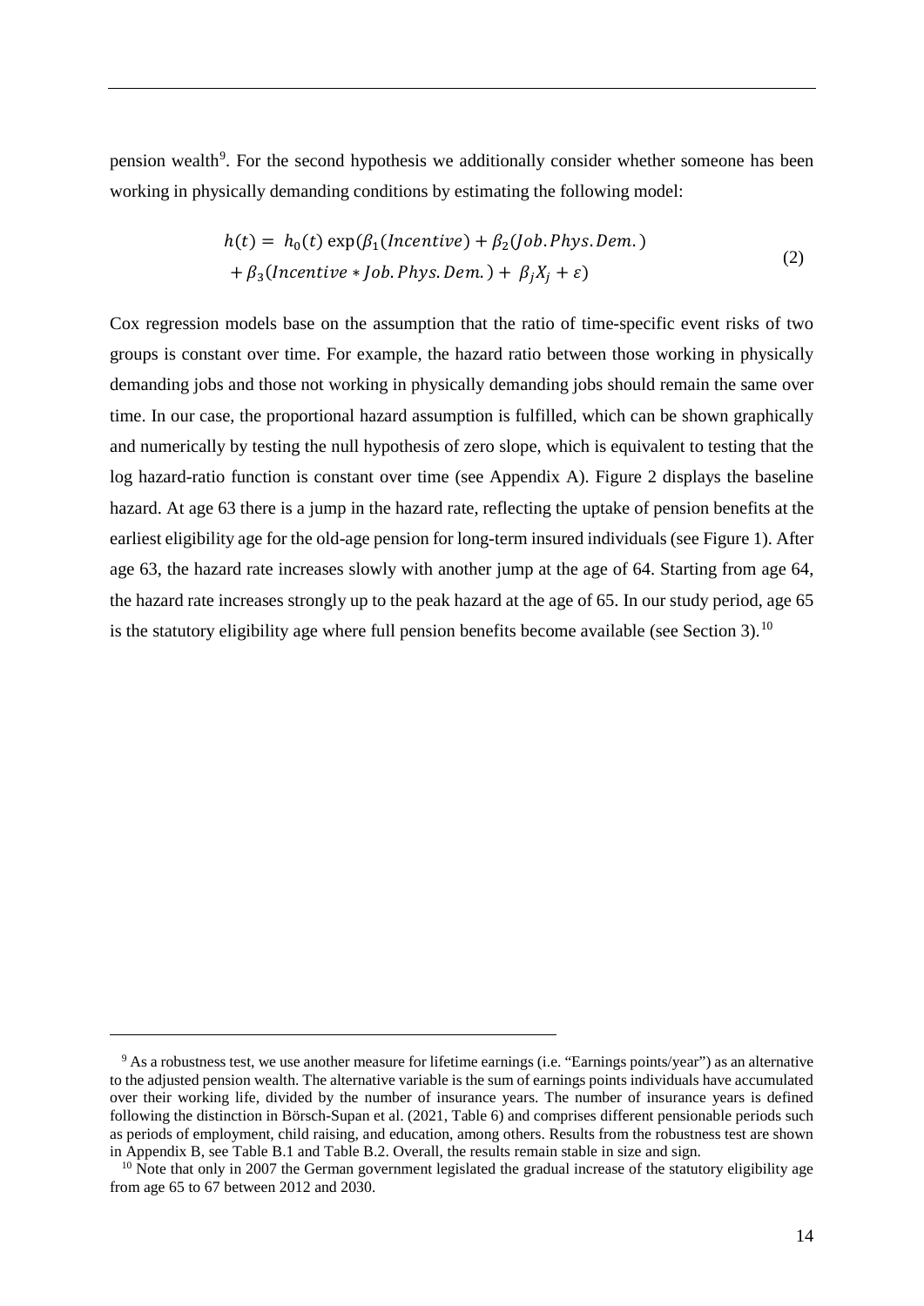pension wealth[9]. For the second hypothesis we additionally consider whether someone has been working in physically demanding conditions by estimating the following model:

$$
\begin{aligned}
h(t) = \; & h_0(t)\exp(\beta_1(Incentive) + \beta_2(Job.Phys.Dem.) \\
& + \beta_3(Incentive * Job.Phys.Dem.) + \beta_j X_j + \varepsilon)
\end{aligned} \tag{2}
$$

Cox regression models base on the assumption that the ratio of time-specific event risks of two groups is constant over time. For example, the hazard ratio between those working in physically demanding jobs and those not working in physically demanding jobs should remain the same over time. In our case, the proportional hazard assumption is fulfilled, which can be shown graphically and numerically by testing the null hypothesis of zero slope, which is equivalent to testing that the log hazard-ratio function is constant over time (see Appendix A). Figure 2 displays the baseline hazard. At age 63 there is a jump in the hazard rate, reflecting the uptake of pension benefits at the earliest eligibility age for the old-age pension for long-term insured individuals (see Figure 1). After age 63, the hazard rate increases slowly with another jump at the age of 64. Starting from age 64, the hazard rate increases strongly up to the peak hazard at the age of 65. In our study period, age 65 is the statutory eligibility age where full pension benefits become available (see Section 3).[10]

---

[9] As a robustness test, we use another measure for lifetime earnings (i.e. "Earnings points/year") as an alternative to the adjusted pension wealth. The alternative variable is the sum of earnings points individuals have accumulated over their working life, divided by the number of insurance years. The number of insurance years is defined following the distinction in Börsch-Supan et al. (2021, Table 6) and comprises different pensionable periods such as periods of employment, child raising, and education, among others. Results from the robustness test are shown in Appendix B, see Table B.1 and Table B.2. Overall, the results remain stable in size and sign.

[10] Note that only in 2007 the German government legislated the gradual increase of the statutory eligibility age from age 65 to 67 between 2012 and 2030.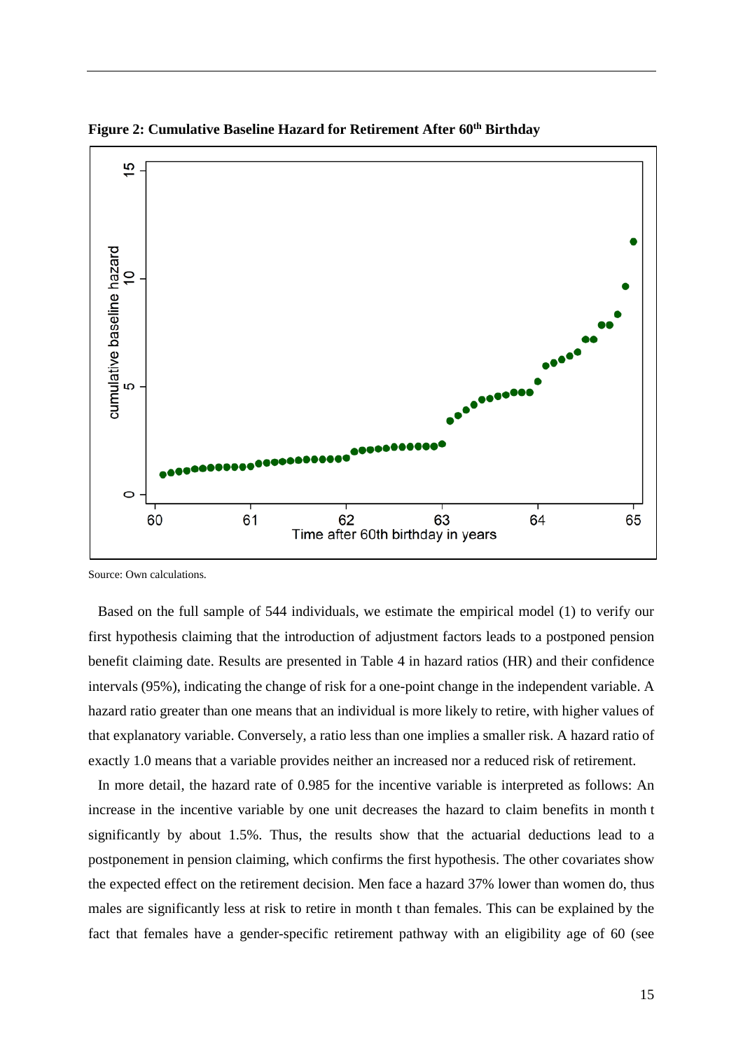**Figure 2: Cumulative Baseline Hazard for Retirement After 60[th] Birthday**

Source: Own calculations.

Based on the full sample of 544 individuals, we estimate the empirical model (1) to verify our first hypothesis claiming that the introduction of adjustment factors leads to a postponed pension benefit claiming date. Results are presented in Table 4 in hazard ratios (HR) and their confidence intervals (95%), indicating the change of risk for a one-point change in the independent variable. A hazard ratio greater than one means that an individual is more likely to retire, with higher values of that explanatory variable. Conversely, a ratio less than one implies a smaller risk. A hazard ratio of exactly 1.0 means that a variable provides neither an increased nor a reduced risk of retirement.

In more detail, the hazard rate of 0.985 for the incentive variable is interpreted as follows: An increase in the incentive variable by one unit decreases the hazard to claim benefits in month t significantly by about 1.5%. Thus, the results show that the actuarial deductions lead to a postponement in pension claiming, which confirms the first hypothesis. The other covariates show the expected effect on the retirement decision. Men face a hazard 37% lower than women do, thus males are significantly less at risk to retire in month t than females. This can be explained by the fact that females have a gender-specific retirement pathway with an eligibility age of 60 (see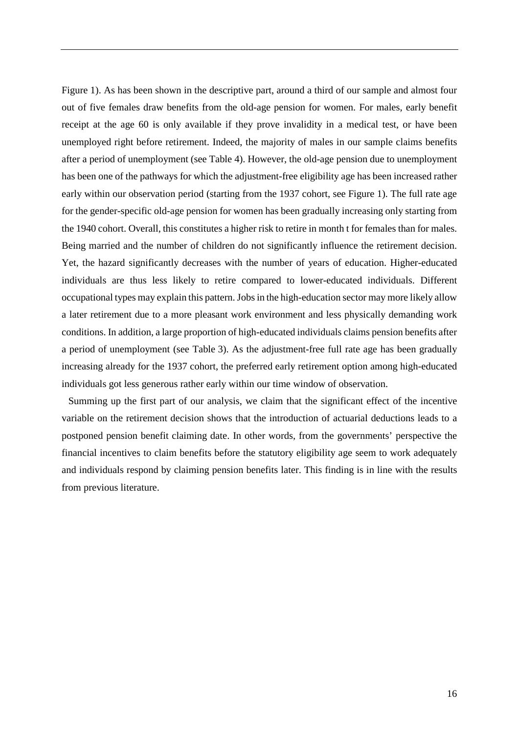Figure 1). As has been shown in the descriptive part, around a third of our sample and almost four out of five females draw benefits from the old-age pension for women. For males, early benefit receipt at the age 60 is only available if they prove invalidity in a medical test, or have been unemployed right before retirement. Indeed, the majority of males in our sample claims benefits after a period of unemployment (see Table 4). However, the old-age pension due to unemployment has been one of the pathways for which the adjustment-free eligibility age has been increased rather early within our observation period (starting from the 1937 cohort, see Figure 1). The full rate age for the gender-specific old-age pension for women has been gradually increasing only starting from the 1940 cohort. Overall, this constitutes a higher risk to retire in month t for females than for males. Being married and the number of children do not significantly influence the retirement decision. Yet, the hazard significantly decreases with the number of years of education. Higher-educated individuals are thus less likely to retire compared to lower-educated individuals. Different occupational types may explain this pattern. Jobs in the high-education sector may more likely allow a later retirement due to a more pleasant work environment and less physically demanding work conditions. In addition, a large proportion of high-educated individuals claims pension benefits after a period of unemployment (see Table 3). As the adjustment-free full rate age has been gradually increasing already for the 1937 cohort, the preferred early retirement option among high-educated individuals got less generous rather early within our time window of observation.

Summing up the first part of our analysis, we claim that the significant effect of the incentive variable on the retirement decision shows that the introduction of actuarial deductions leads to a postponed pension benefit claiming date. In other words, from the governments' perspective the financial incentives to claim benefits before the statutory eligibility age seem to work adequately and individuals respond by claiming pension benefits later. This finding is in line with the results from previous literature.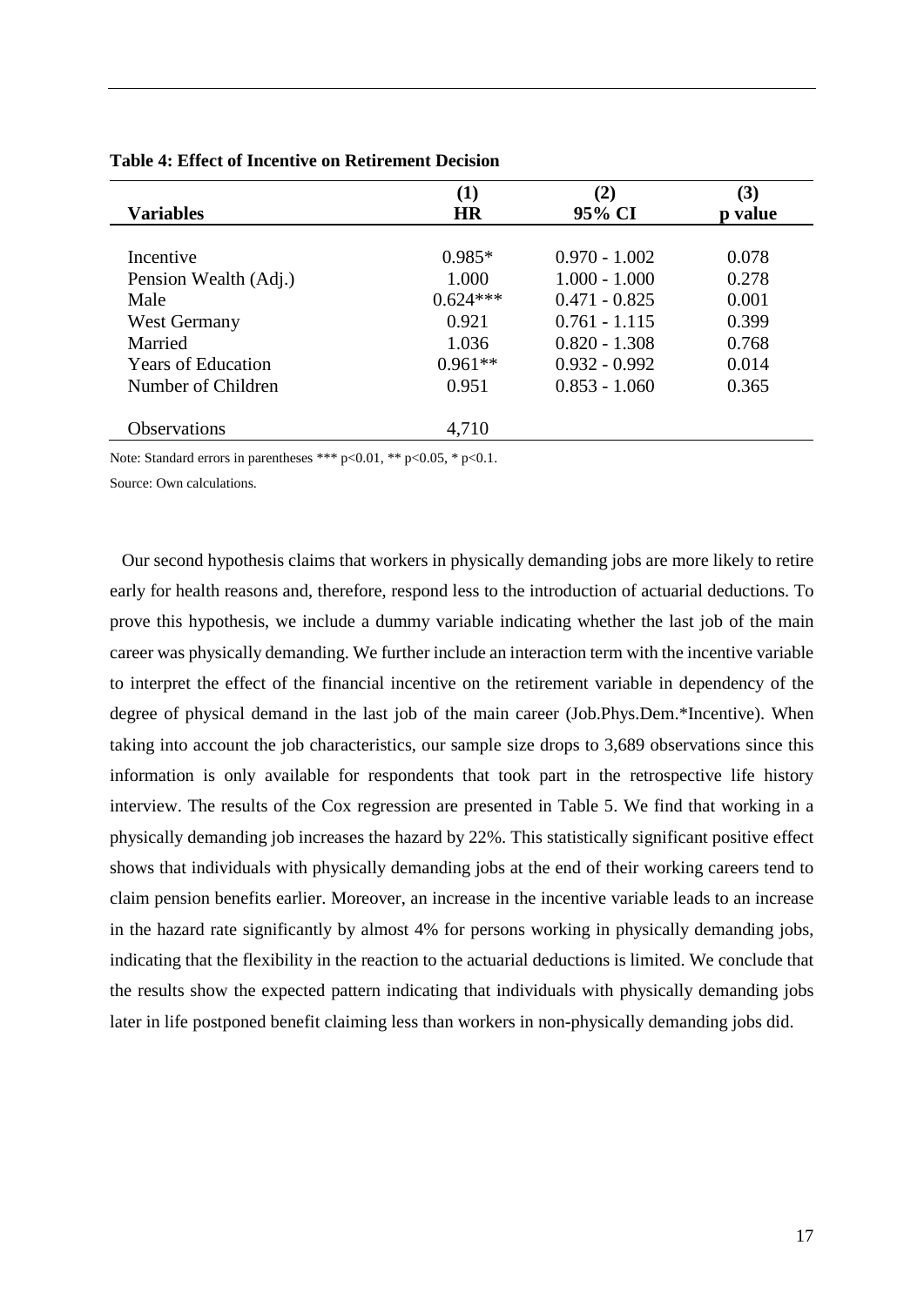**Table 4: Effect of Incentive on Retirement Decision**

| Variables | (1) HR | (2) 95% CI | (3) p value |
|---|---|---|---|
| Incentive | 0.985* | 0.970 - 1.002 | 0.078 |
| Pension Wealth (Adj.) | 1.000 | 1.000 - 1.000 | 0.278 |
| Male | 0.624*** | 0.471 - 0.825 | 0.001 |
| West Germany | 0.921 | 0.761 - 1.115 | 0.399 |
| Married | 1.036 | 0.820 - 1.308 | 0.768 |
| Years of Education | 0.961** | 0.932 - 0.992 | 0.014 |
| Number of Children | 0.951 | 0.853 - 1.060 | 0.365 |
| Observations | 4,710 | | |

Note: Standard errors in parentheses *** p<0.01, ** p<0.05, * p<0.1.

Source: Own calculations.

Our second hypothesis claims that workers in physically demanding jobs are more likely to retire early for health reasons and, therefore, respond less to the introduction of actuarial deductions. To prove this hypothesis, we include a dummy variable indicating whether the last job of the main career was physically demanding. We further include an interaction term with the incentive variable to interpret the effect of the financial incentive on the retirement variable in dependency of the degree of physical demand in the last job of the main career (Job.Phys.Dem.*Incentive). When taking into account the job characteristics, our sample size drops to 3,689 observations since this information is only available for respondents that took part in the retrospective life history interview. The results of the Cox regression are presented in Table 5. We find that working in a physically demanding job increases the hazard by 22%. This statistically significant positive effect shows that individuals with physically demanding jobs at the end of their working careers tend to claim pension benefits earlier. Moreover, an increase in the incentive variable leads to an increase in the hazard rate significantly by almost 4% for persons working in physically demanding jobs, indicating that the flexibility in the reaction to the actuarial deductions is limited. We conclude that the results show the expected pattern indicating that individuals with physically demanding jobs later in life postponed benefit claiming less than workers in non-physically demanding jobs did.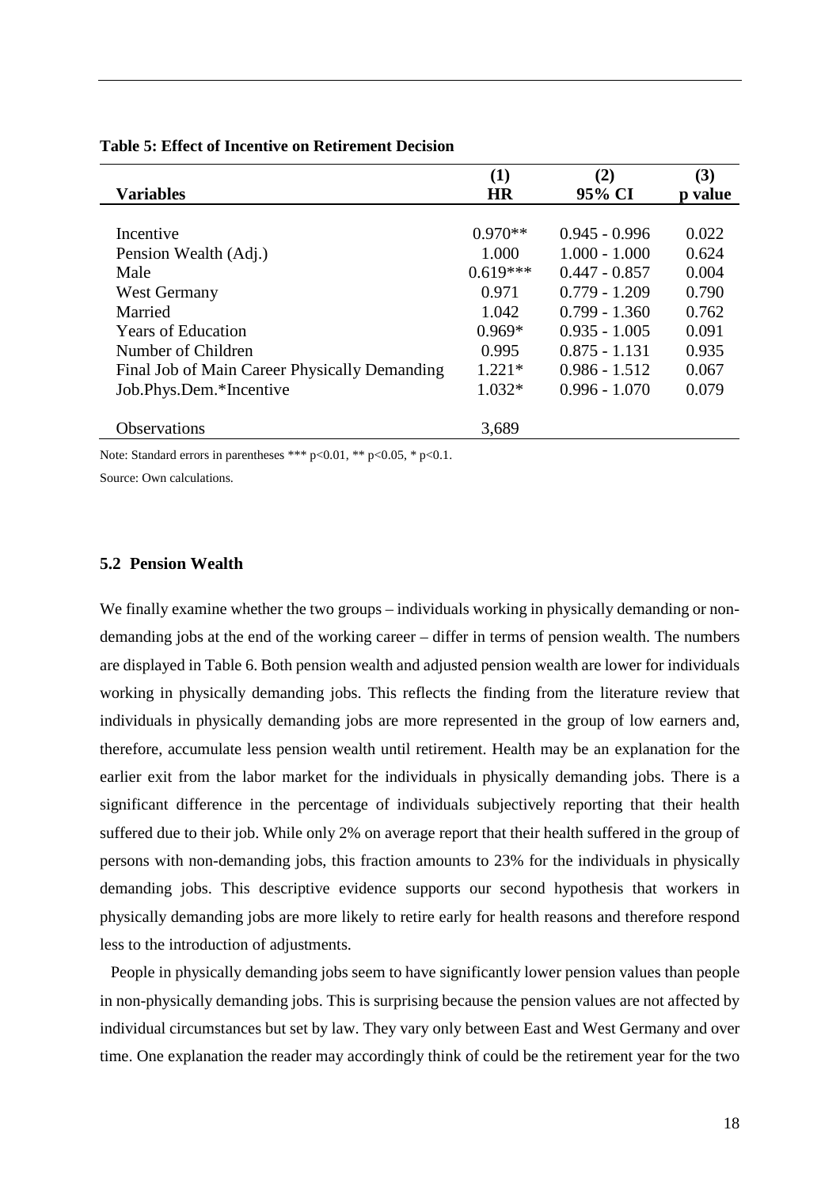**Table 5: Effect of Incentive on Retirement Decision**

| Variables | (1)<br>HR | (2)<br>95% CI | (3)<br>p value |
|---|---|---|---|
| Incentive | 0.970** | 0.945 - 0.996 | 0.022 |
| Pension Wealth (Adj.) | 1.000 | 1.000 - 1.000 | 0.624 |
| Male | 0.619*** | 0.447 - 0.857 | 0.004 |
| West Germany | 0.971 | 0.779 - 1.209 | 0.790 |
| Married | 1.042 | 0.799 - 1.360 | 0.762 |
| Years of Education | 0.969* | 0.935 - 1.005 | 0.091 |
| Number of Children | 0.995 | 0.875 - 1.131 | 0.935 |
| Final Job of Main Career Physically Demanding | 1.221* | 0.986 - 1.512 | 0.067 |
| Job.Phys.Dem.*Incentive | 1.032* | 0.996 - 1.070 | 0.079 |
| Observations | 3,689 | | |

Note: Standard errors in parentheses *** p<0.01, ** p<0.05, * p<0.1.

Source: Own calculations.

### 5.2 Pension Wealth

We finally examine whether the two groups – individuals working in physically demanding or non-demanding jobs at the end of the working career – differ in terms of pension wealth. The numbers are displayed in Table 6. Both pension wealth and adjusted pension wealth are lower for individuals working in physically demanding jobs. This reflects the finding from the literature review that individuals in physically demanding jobs are more represented in the group of low earners and, therefore, accumulate less pension wealth until retirement. Health may be an explanation for the earlier exit from the labor market for the individuals in physically demanding jobs. There is a significant difference in the percentage of individuals subjectively reporting that their health suffered due to their job. While only 2% on average report that their health suffered in the group of persons with non-demanding jobs, this fraction amounts to 23% for the individuals in physically demanding jobs. This descriptive evidence supports our second hypothesis that workers in physically demanding jobs are more likely to retire early for health reasons and therefore respond less to the introduction of adjustments.

People in physically demanding jobs seem to have significantly lower pension values than people in non-physically demanding jobs. This is surprising because the pension values are not affected by individual circumstances but set by law. They vary only between East and West Germany and over time. One explanation the reader may accordingly think of could be the retirement year for the two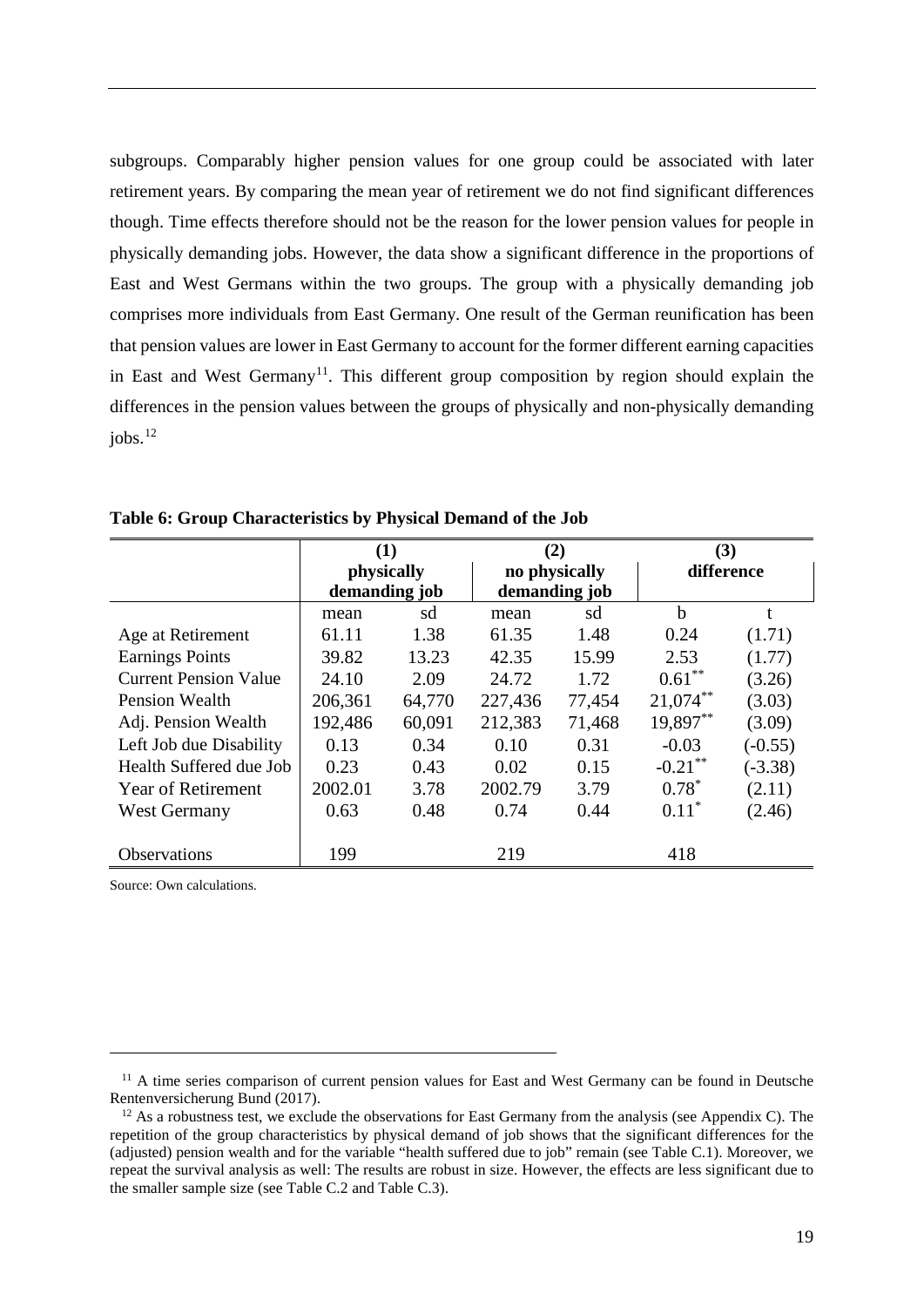subgroups. Comparably higher pension values for one group could be associated with later retirement years. By comparing the mean year of retirement we do not find significant differences though. Time effects therefore should not be the reason for the lower pension values for people in physically demanding jobs. However, the data show a significant difference in the proportions of East and West Germans within the two groups. The group with a physically demanding job comprises more individuals from East Germany. One result of the German reunification has been that pension values are lower in East Germany to account for the former different earning capacities in East and West Germany[11]. This different group composition by region should explain the differences in the pension values between the groups of physically and non-physically demanding jobs.[12]

**Table 6: Group Characteristics by Physical Demand of the Job**

| | (1) physically demanding job | | (2) no physically demanding job | | (3) difference | |
|---|---|---|---|---|---|---|
| | mean | sd | mean | sd | b | t |
| Age at Retirement | 61.11 | 1.38 | 61.35 | 1.48 | 0.24 | (1.71) |
| Earnings Points | 39.82 | 13.23 | 42.35 | 15.99 | 2.53 | (1.77) |
| Current Pension Value | 24.10 | 2.09 | 24.72 | 1.72 | 0.61** | (3.26) |
| Pension Wealth | 206,361 | 64,770 | 227,436 | 77,454 | 21,074** | (3.03) |
| Adj. Pension Wealth | 192,486 | 60,091 | 212,383 | 71,468 | 19,897** | (3.09) |
| Left Job due Disability | 0.13 | 0.34 | 0.10 | 0.31 | -0.03 | (-0.55) |
| Health Suffered due Job | 0.23 | 0.43 | 0.02 | 0.15 | -0.21** | (-3.38) |
| Year of Retirement | 2002.01 | 3.78 | 2002.79 | 3.79 | 0.78* | (2.11) |
| West Germany | 0.63 | 0.48 | 0.74 | 0.44 | 0.11* | (2.46) |
| Observations | 199 | | 219 | | 418 | |

Source: Own calculations.

[11] A time series comparison of current pension values for East and West Germany can be found in Deutsche Rentenversicherung Bund (2017).

[12] As a robustness test, we exclude the observations for East Germany from the analysis (see Appendix C). The repetition of the group characteristics by physical demand of job shows that the significant differences for the (adjusted) pension wealth and for the variable "health suffered due to job" remain (see Table C.1). Moreover, we repeat the survival analysis as well: The results are robust in size. However, the effects are less significant due to the smaller sample size (see Table C.2 and Table C.3).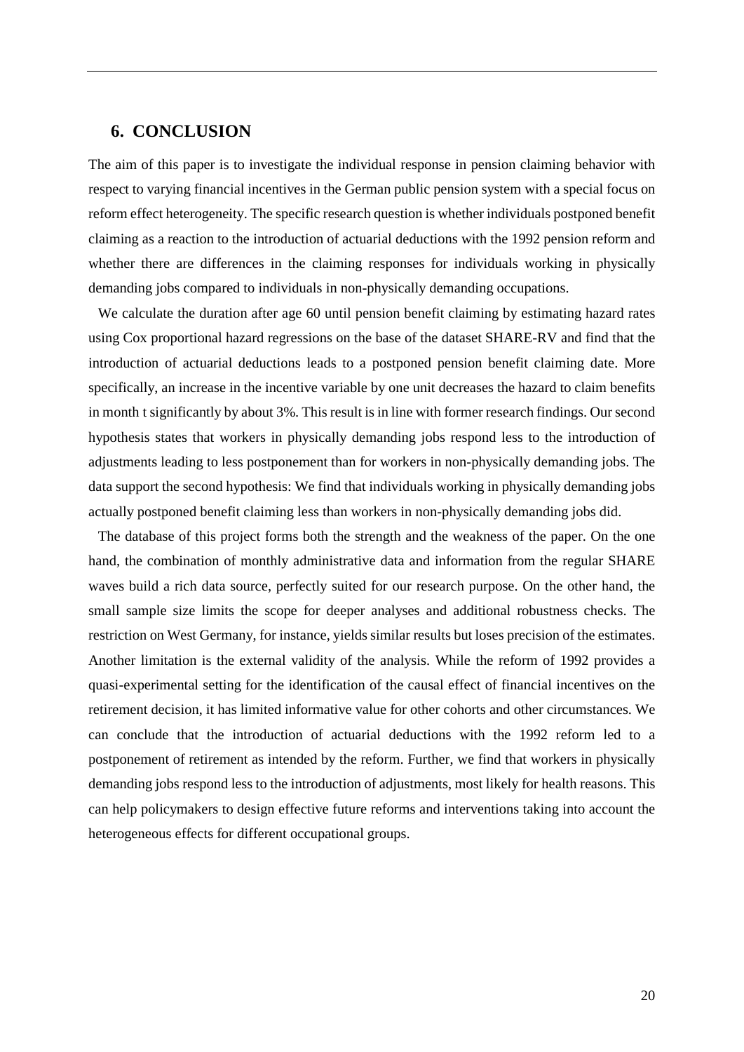## 6. CONCLUSION

The aim of this paper is to investigate the individual response in pension claiming behavior with respect to varying financial incentives in the German public pension system with a special focus on reform effect heterogeneity. The specific research question is whether individuals postponed benefit claiming as a reaction to the introduction of actuarial deductions with the 1992 pension reform and whether there are differences in the claiming responses for individuals working in physically demanding jobs compared to individuals in non-physically demanding occupations.

We calculate the duration after age 60 until pension benefit claiming by estimating hazard rates using Cox proportional hazard regressions on the base of the dataset SHARE-RV and find that the introduction of actuarial deductions leads to a postponed pension benefit claiming date. More specifically, an increase in the incentive variable by one unit decreases the hazard to claim benefits in month t significantly by about 3%. This result is in line with former research findings. Our second hypothesis states that workers in physically demanding jobs respond less to the introduction of adjustments leading to less postponement than for workers in non-physically demanding jobs. The data support the second hypothesis: We find that individuals working in physically demanding jobs actually postponed benefit claiming less than workers in non-physically demanding jobs did.

The database of this project forms both the strength and the weakness of the paper. On the one hand, the combination of monthly administrative data and information from the regular SHARE waves build a rich data source, perfectly suited for our research purpose. On the other hand, the small sample size limits the scope for deeper analyses and additional robustness checks. The restriction on West Germany, for instance, yields similar results but loses precision of the estimates. Another limitation is the external validity of the analysis. While the reform of 1992 provides a quasi-experimental setting for the identification of the causal effect of financial incentives on the retirement decision, it has limited informative value for other cohorts and other circumstances. We can conclude that the introduction of actuarial deductions with the 1992 reform led to a postponement of retirement as intended by the reform. Further, we find that workers in physically demanding jobs respond less to the introduction of adjustments, most likely for health reasons. This can help policymakers to design effective future reforms and interventions taking into account the heterogeneous effects for different occupational groups.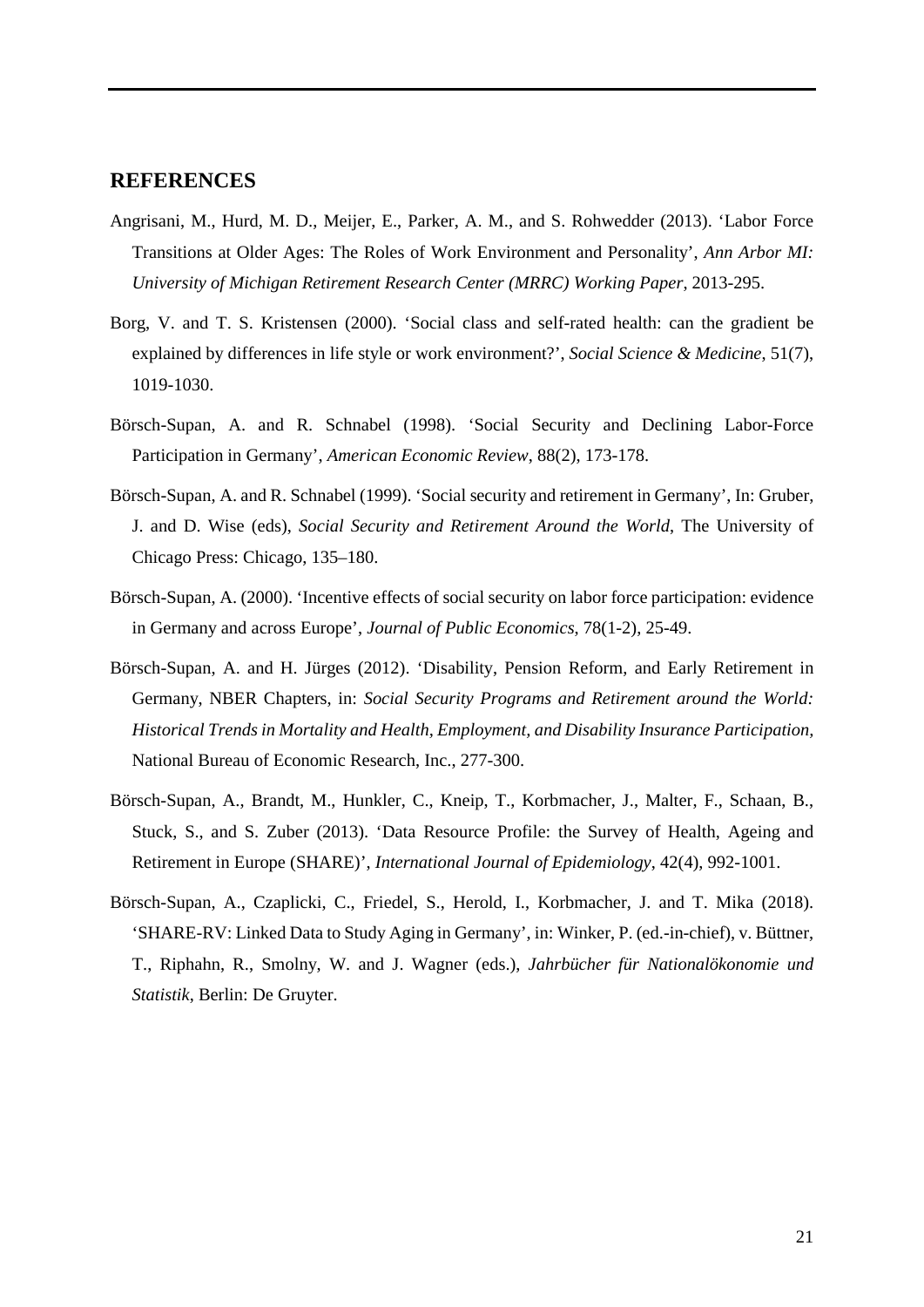## REFERENCES

Angrisani, M., Hurd, M. D., Meijer, E., Parker, A. M., and S. Rohwedder (2013). 'Labor Force Transitions at Older Ages: The Roles of Work Environment and Personality', *Ann Arbor MI: University of Michigan Retirement Research Center (MRRC) Working Paper*, 2013-295.

Borg, V. and T. S. Kristensen (2000). 'Social class and self-rated health: can the gradient be explained by differences in life style or work environment?', *Social Science & Medicine*, 51(7), 1019-1030.

Börsch-Supan, A. and R. Schnabel (1998). 'Social Security and Declining Labor-Force Participation in Germany', *American Economic Review*, 88(2), 173-178.

Börsch-Supan, A. and R. Schnabel (1999). 'Social security and retirement in Germany', In: Gruber, J. and D. Wise (eds), *Social Security and Retirement Around the World*, The University of Chicago Press: Chicago, 135–180.

Börsch-Supan, A. (2000). 'Incentive effects of social security on labor force participation: evidence in Germany and across Europe', *Journal of Public Economics*, 78(1-2), 25-49.

Börsch-Supan, A. and H. Jürges (2012). 'Disability, Pension Reform, and Early Retirement in Germany, NBER Chapters, in: *Social Security Programs and Retirement around the World: Historical Trends in Mortality and Health, Employment, and Disability Insurance Participation,* National Bureau of Economic Research, Inc., 277-300.

Börsch-Supan, A., Brandt, M., Hunkler, C., Kneip, T., Korbmacher, J., Malter, F., Schaan, B., Stuck, S., and S. Zuber (2013). 'Data Resource Profile: the Survey of Health, Ageing and Retirement in Europe (SHARE)', *International Journal of Epidemiology*, 42(4), 992-1001.

Börsch-Supan, A., Czaplicki, C., Friedel, S., Herold, I., Korbmacher, J. and T. Mika (2018). 'SHARE-RV: Linked Data to Study Aging in Germany', in: Winker, P. (ed.-in-chief), v. Büttner, T., Riphahn, R., Smolny, W. and J. Wagner (eds.), *Jahrbücher für Nationalökonomie und Statistik*, Berlin: De Gruyter.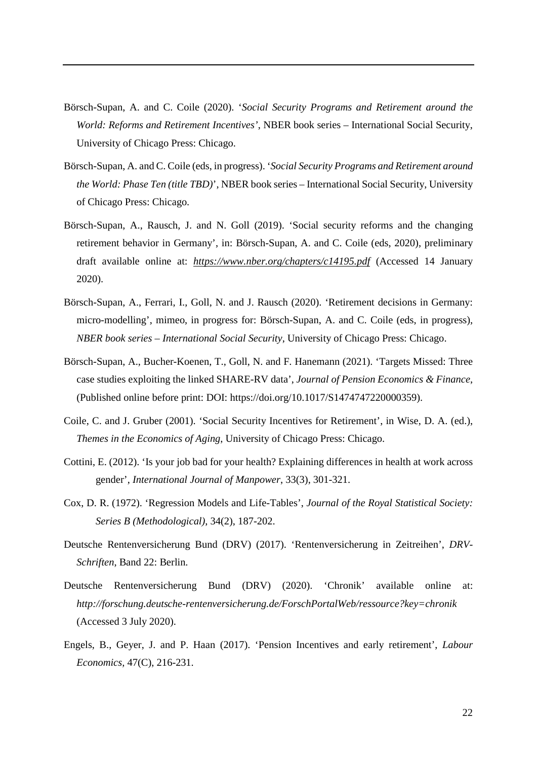Börsch-Supan, A. and C. Coile (2020). '*Social Security Programs and Retirement around the World: Reforms and Retirement Incentives'*, NBER book series – International Social Security, University of Chicago Press: Chicago.

Börsch-Supan, A. and C. Coile (eds, in progress). '*Social Security Programs and Retirement around the World: Phase Ten (title TBD)*', NBER book series – International Social Security, University of Chicago Press: Chicago.

Börsch-Supan, A., Rausch, J. and N. Goll (2019). 'Social security reforms and the changing retirement behavior in Germany', in: Börsch-Supan, A. and C. Coile (eds, 2020), preliminary draft available online at: ***https://www.nber.org/chapters/c14195.pdf*** (Accessed 14 January 2020).

Börsch-Supan, A., Ferrari, I., Goll, N. and J. Rausch (2020). 'Retirement decisions in Germany: micro-modelling', mimeo, in progress for: Börsch-Supan, A. and C. Coile (eds, in progress), *NBER book series – International Social Security*, University of Chicago Press: Chicago.

Börsch-Supan, A., Bucher-Koenen, T., Goll, N. and F. Hanemann (2021). 'Targets Missed: Three case studies exploiting the linked SHARE-RV data', *Journal of Pension Economics & Finance*, (Published online before print: DOI: https://doi.org/10.1017/S1474747220000359).

Coile, C. and J. Gruber (2001). 'Social Security Incentives for Retirement', in Wise, D. A. (ed.), *Themes in the Economics of Aging*, University of Chicago Press: Chicago.

Cottini, E. (2012). 'Is your job bad for your health? Explaining differences in health at work across gender', *International Journal of Manpower*, 33(3), 301-321.

Cox, D. R. (1972). 'Regression Models and Life-Tables', *Journal of the Royal Statistical Society: Series B (Methodological)*, 34(2), 187-202.

Deutsche Rentenversicherung Bund (DRV) (2017). 'Rentenversicherung in Zeitreihen', *DRV-Schriften*, Band 22: Berlin.

Deutsche Rentenversicherung Bund (DRV) (2020). 'Chronik' available online at: *http://forschung.deutsche-rentenversicherung.de/ForschPortalWeb/ressource?key=chronik* (Accessed 3 July 2020).

Engels, B., Geyer, J. and P. Haan (2017). 'Pension Incentives and early retirement', *Labour Economics*, 47(C), 216-231.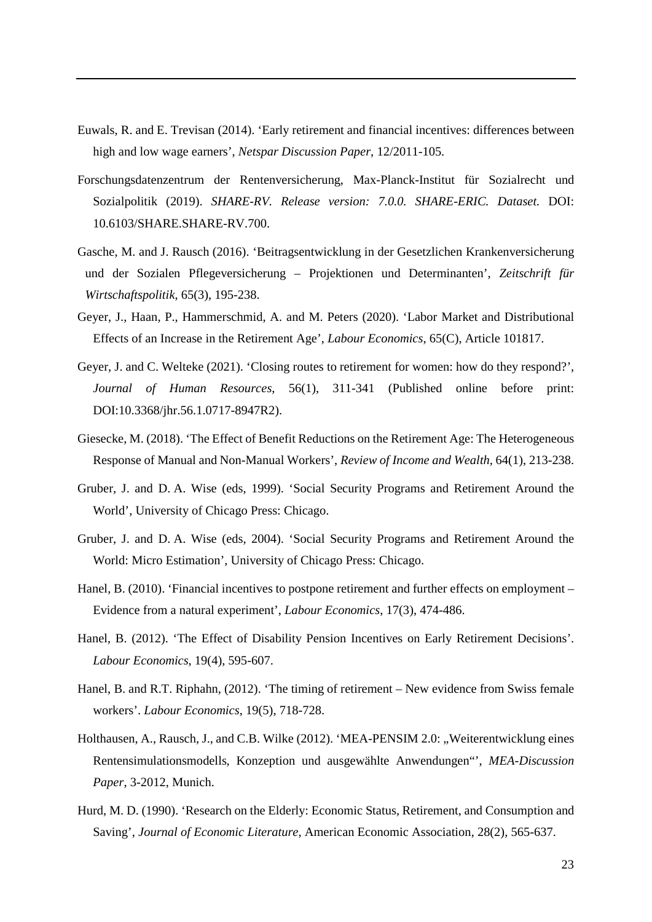Euwals, R. and E. Trevisan (2014). 'Early retirement and financial incentives: differences between high and low wage earners', *Netspar Discussion Paper*, 12/2011-105.

Forschungsdatenzentrum der Rentenversicherung, Max-Planck-Institut für Sozialrecht und Sozialpolitik (2019). *SHARE-RV. Release version: 7.0.0. SHARE-ERIC. Dataset.* DOI: 10.6103/SHARE.SHARE-RV.700.

Gasche, M. and J. Rausch (2016). 'Beitragsentwicklung in der Gesetzlichen Krankenversicherung und der Sozialen Pflegeversicherung – Projektionen und Determinanten', *Zeitschrift für Wirtschaftspolitik*, 65(3), 195-238.

Geyer, J., Haan, P., Hammerschmid, A. and M. Peters (2020). 'Labor Market and Distributional Effects of an Increase in the Retirement Age', *Labour Economics*, 65(C), Article 101817.

Geyer, J. and C. Welteke (2021). 'Closing routes to retirement for women: how do they respond?', *Journal of Human Resources*, 56(1), 311-341 (Published online before print: DOI:10.3368/jhr.56.1.0717-8947R2).

Giesecke, M. (2018). 'The Effect of Benefit Reductions on the Retirement Age: The Heterogeneous Response of Manual and Non-Manual Workers', *Review of Income and Wealth*, 64(1), 213-238.

Gruber, J. and D. A. Wise (eds, 1999). 'Social Security Programs and Retirement Around the World', University of Chicago Press: Chicago.

Gruber, J. and D. A. Wise (eds, 2004). 'Social Security Programs and Retirement Around the World: Micro Estimation', University of Chicago Press: Chicago.

Hanel, B. (2010). 'Financial incentives to postpone retirement and further effects on employment – Evidence from a natural experiment', *Labour Economics*, 17(3), 474-486.

Hanel, B. (2012). 'The Effect of Disability Pension Incentives on Early Retirement Decisions'. *Labour Economics*, 19(4), 595-607.

Hanel, B. and R.T. Riphahn, (2012). 'The timing of retirement – New evidence from Swiss female workers'. *Labour Economics*, 19(5), 718-728.

Holthausen, A., Rausch, J., and C.B. Wilke (2012). 'MEA-PENSIM 2.0: „Weiterentwicklung eines Rentensimulationsmodells, Konzeption und ausgewählte Anwendungen"', *MEA-Discussion Paper*, 3-2012, Munich.

Hurd, M. D. (1990). 'Research on the Elderly: Economic Status, Retirement, and Consumption and Saving', *Journal of Economic Literature*, American Economic Association, 28(2), 565-637.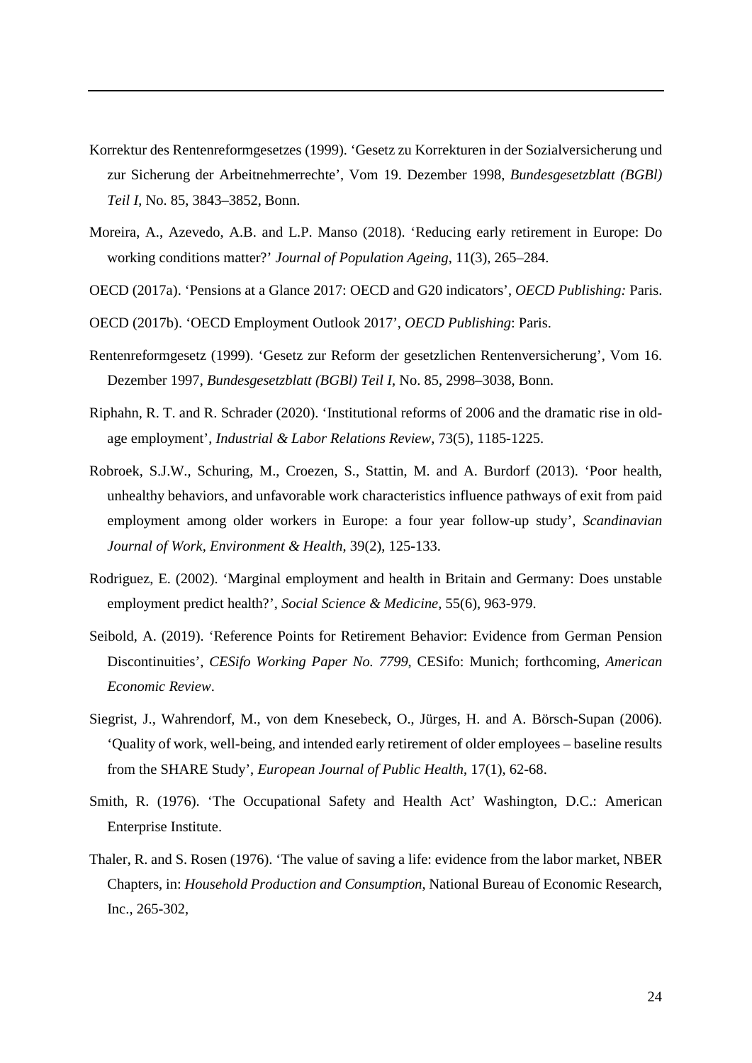Korrektur des Rentenreformgesetzes (1999). 'Gesetz zu Korrekturen in der Sozialversicherung und zur Sicherung der Arbeitnehmerrechte', Vom 19. Dezember 1998, *Bundesgesetzblatt (BGBl) Teil I*, No. 85, 3843–3852, Bonn.

Moreira, A., Azevedo, A.B. and L.P. Manso (2018). 'Reducing early retirement in Europe: Do working conditions matter?' *Journal of Population Ageing*, 11(3), 265–284.

OECD (2017a). 'Pensions at a Glance 2017: OECD and G20 indicators', *OECD Publishing:* Paris.

OECD (2017b). 'OECD Employment Outlook 2017', *OECD Publishing*: Paris.

Rentenreformgesetz (1999). 'Gesetz zur Reform der gesetzlichen Rentenversicherung', Vom 16. Dezember 1997, *Bundesgesetzblatt (BGBl) Teil I*, No. 85, 2998–3038, Bonn.

Riphahn, R. T. and R. Schrader (2020). 'Institutional reforms of 2006 and the dramatic rise in old-age employment', *Industrial & Labor Relations Review*, 73(5), 1185-1225.

Robroek, S.J.W., Schuring, M., Croezen, S., Stattin, M. and A. Burdorf (2013). 'Poor health, unhealthy behaviors, and unfavorable work characteristics influence pathways of exit from paid employment among older workers in Europe: a four year follow-up study', *Scandinavian Journal of Work, Environment & Health*, 39(2), 125-133.

Rodriguez, E. (2002). 'Marginal employment and health in Britain and Germany: Does unstable employment predict health?', *Social Science & Medicine,* 55(6), 963-979.

Seibold, A. (2019). 'Reference Points for Retirement Behavior: Evidence from German Pension Discontinuities', *CESifo Working Paper No. 7799*, CESifo: Munich; forthcoming, *American Economic Review*.

Siegrist, J., Wahrendorf, M., von dem Knesebeck, O., Jürges, H. and A. Börsch-Supan (2006). 'Quality of work, well-being, and intended early retirement of older employees – baseline results from the SHARE Study', *European Journal of Public Health*, 17(1), 62-68.

Smith, R. (1976). 'The Occupational Safety and Health Act' Washington, D.C.: American Enterprise Institute.

Thaler, R. and S. Rosen (1976). 'The value of saving a life: evidence from the labor market, NBER Chapters, in: *Household Production and Consumption*, National Bureau of Economic Research, Inc., 265-302,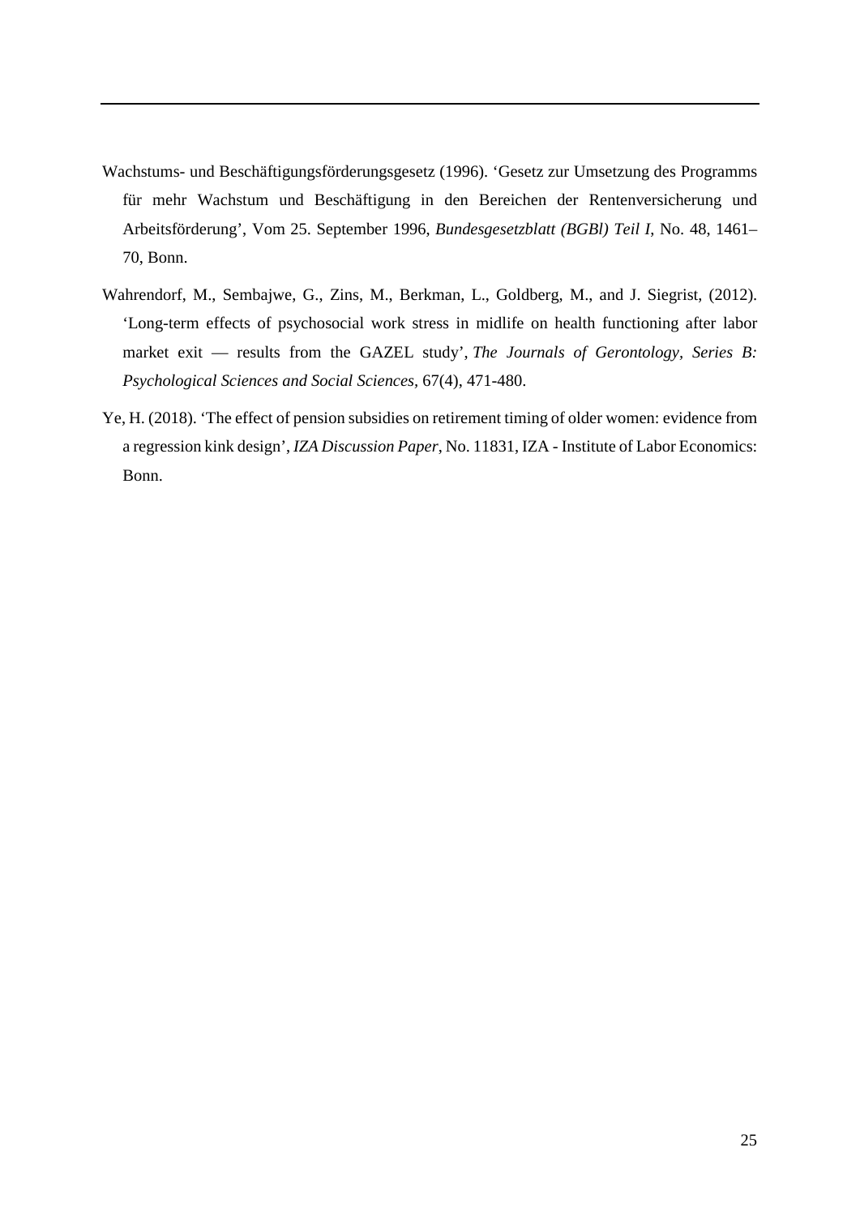Wachstums- und Beschäftigungsförderungsgesetz (1996). 'Gesetz zur Umsetzung des Programms für mehr Wachstum und Beschäftigung in den Bereichen der Rentenversicherung und Arbeitsförderung', Vom 25. September 1996, *Bundesgesetzblatt (BGBl) Teil I*, No. 48, 1461–70, Bonn.

Wahrendorf, M., Sembajwe, G., Zins, M., Berkman, L., Goldberg, M., and J. Siegrist, (2012). 'Long-term effects of psychosocial work stress in midlife on health functioning after labor market exit — results from the GAZEL study', *The Journals of Gerontology, Series B: Psychological Sciences and Social Sciences,* 67(4), 471-480.

Ye, H. (2018). 'The effect of pension subsidies on retirement timing of older women: evidence from a regression kink design', *IZA Discussion Paper*, No. 11831, IZA - Institute of Labor Economics: Bonn.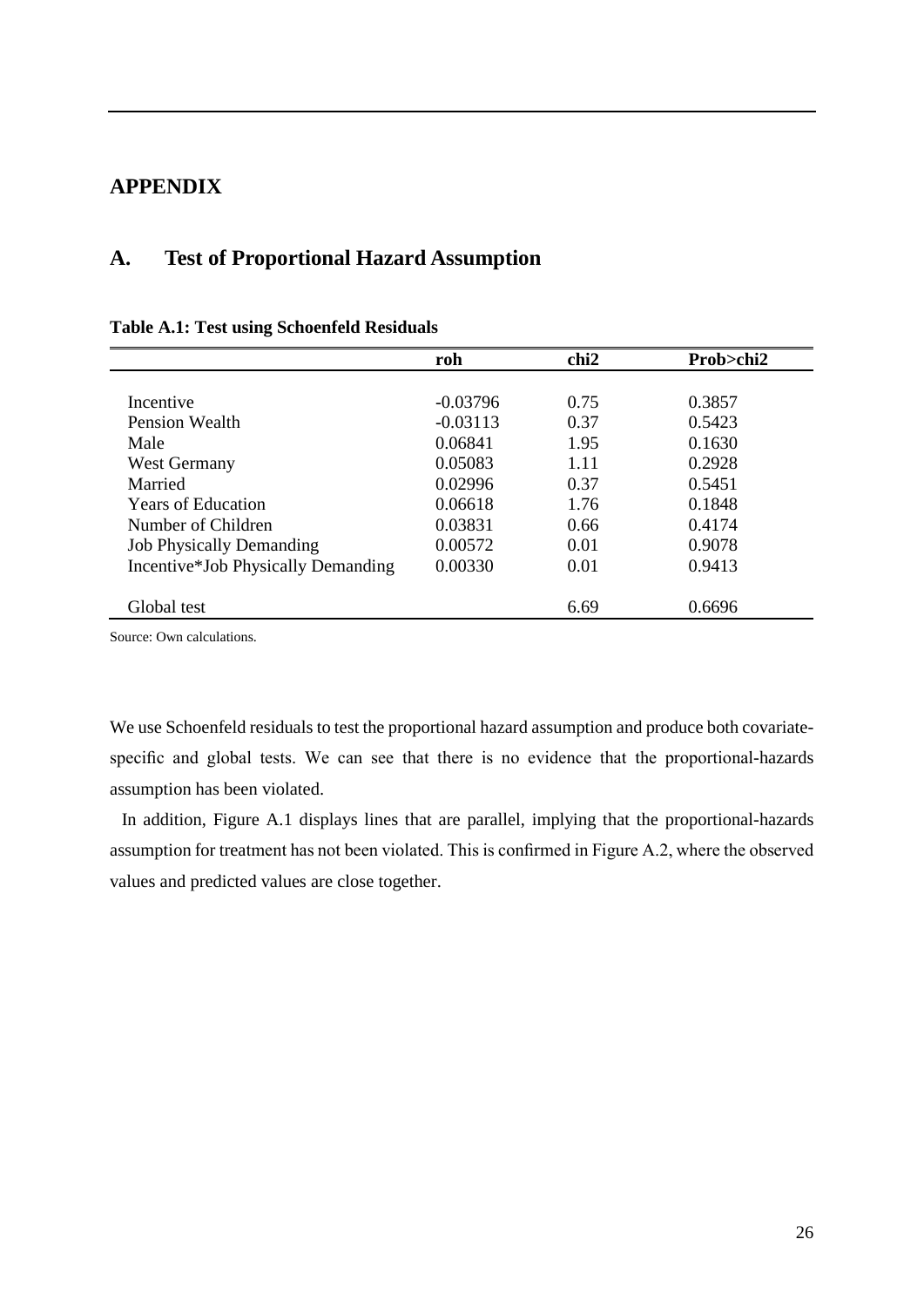# APPENDIX

## A. Test of Proportional Hazard Assumption

**Table A.1: Test using Schoenfeld Residuals**

| | roh | chi2 | Prob>chi2 |
|---|---|---|---|
| Incentive | -0.03796 | 0.75 | 0.3857 |
| Pension Wealth | -0.03113 | 0.37 | 0.5423 |
| Male | 0.06841 | 1.95 | 0.1630 |
| West Germany | 0.05083 | 1.11 | 0.2928 |
| Married | 0.02996 | 0.37 | 0.5451 |
| Years of Education | 0.06618 | 1.76 | 0.1848 |
| Number of Children | 0.03831 | 0.66 | 0.4174 |
| Job Physically Demanding | 0.00572 | 0.01 | 0.9078 |
| Incentive*Job Physically Demanding | 0.00330 | 0.01 | 0.9413 |
| Global test | | 6.69 | 0.6696 |

Source: Own calculations.

We use Schoenfeld residuals to test the proportional hazard assumption and produce both covariate-specific and global tests. We can see that there is no evidence that the proportional-hazards assumption has been violated.

In addition, Figure A.1 displays lines that are parallel, implying that the proportional-hazards assumption for treatment has not been violated. This is confirmed in Figure A.2, where the observed values and predicted values are close together.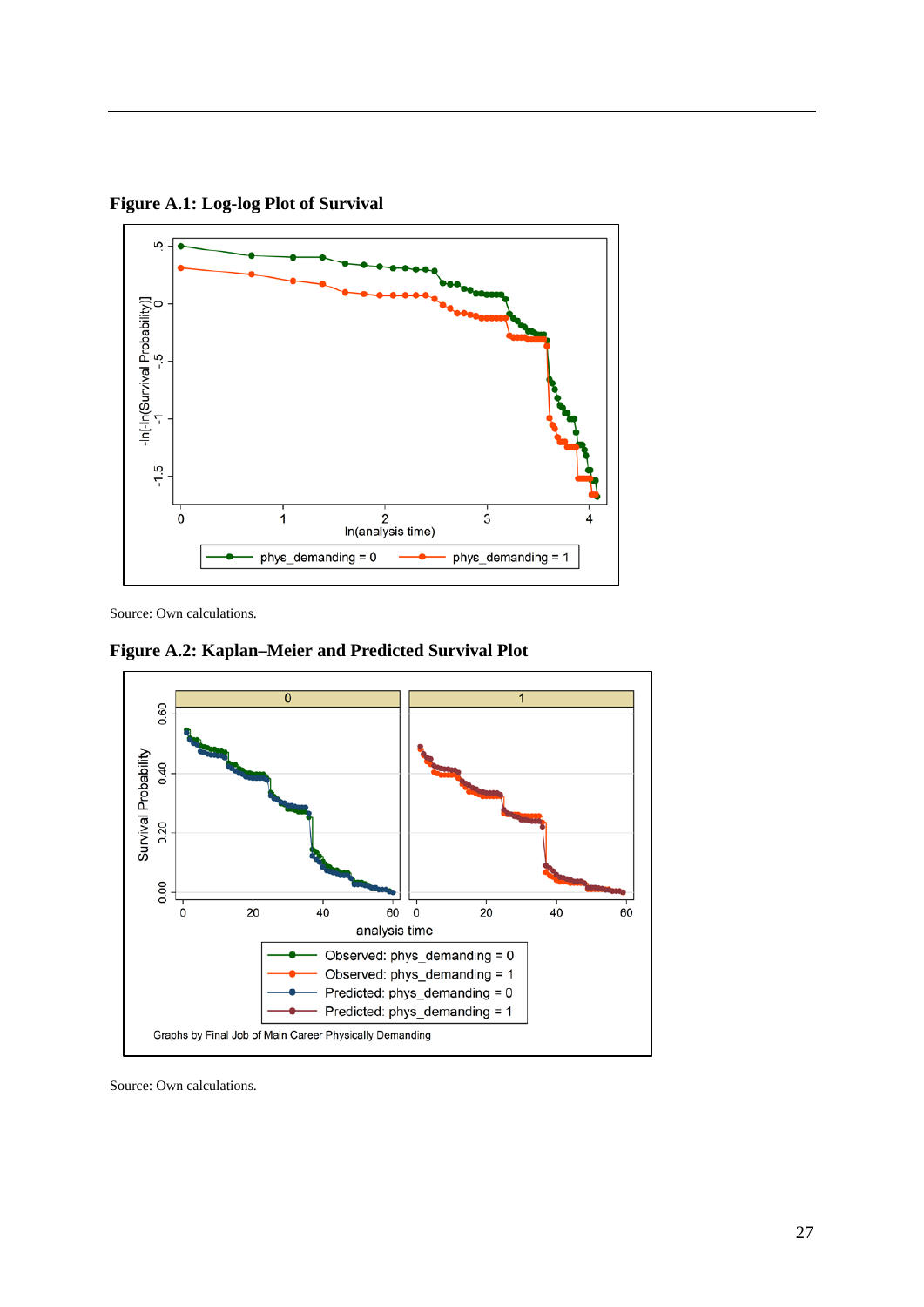**Figure A.1: Log-log Plot of Survival**

Source: Own calculations.

**Figure A.2: Kaplan–Meier and Predicted Survival Plot**

Source: Own calculations.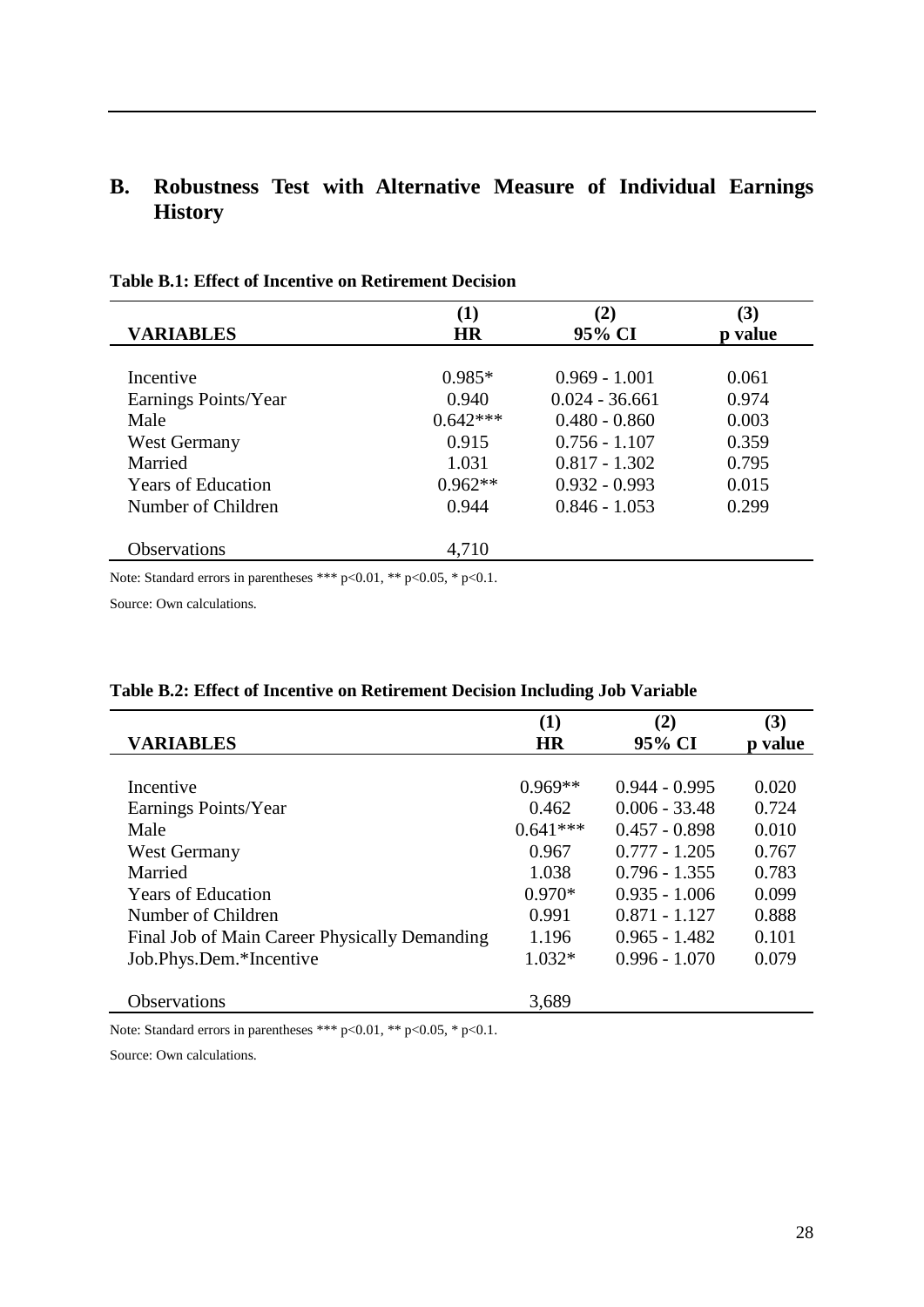## B. Robustness Test with Alternative Measure of Individual Earnings History

**Table B.1: Effect of Incentive on Retirement Decision**

| VARIABLES | (1) HR | (2) 95% CI | (3) p value |
|---|---|---|---|
| Incentive | 0.985* | 0.969 - 1.001 | 0.061 |
| Earnings Points/Year | 0.940 | 0.024 - 36.661 | 0.974 |
| Male | 0.642*** | 0.480 - 0.860 | 0.003 |
| West Germany | 0.915 | 0.756 - 1.107 | 0.359 |
| Married | 1.031 | 0.817 - 1.302 | 0.795 |
| Years of Education | 0.962** | 0.932 - 0.993 | 0.015 |
| Number of Children | 0.944 | 0.846 - 1.053 | 0.299 |
| Observations | 4,710 | | |

Note: Standard errors in parentheses *** p<0.01, ** p<0.05, * p<0.1.

Source: Own calculations.

**Table B.2: Effect of Incentive on Retirement Decision Including Job Variable**

| VARIABLES | (1) HR | (2) 95% CI | (3) p value |
|---|---|---|---|
| Incentive | 0.969** | 0.944 - 0.995 | 0.020 |
| Earnings Points/Year | 0.462 | 0.006 - 33.48 | 0.724 |
| Male | 0.641*** | 0.457 - 0.898 | 0.010 |
| West Germany | 0.967 | 0.777 - 1.205 | 0.767 |
| Married | 1.038 | 0.796 - 1.355 | 0.783 |
| Years of Education | 0.970* | 0.935 - 1.006 | 0.099 |
| Number of Children | 0.991 | 0.871 - 1.127 | 0.888 |
| Final Job of Main Career Physically Demanding | 1.196 | 0.965 - 1.482 | 0.101 |
| Job.Phys.Dem.*Incentive | 1.032* | 0.996 - 1.070 | 0.079 |
| Observations | 3,689 | | |

Note: Standard errors in parentheses *** p<0.01, ** p<0.05, * p<0.1.

Source: Own calculations.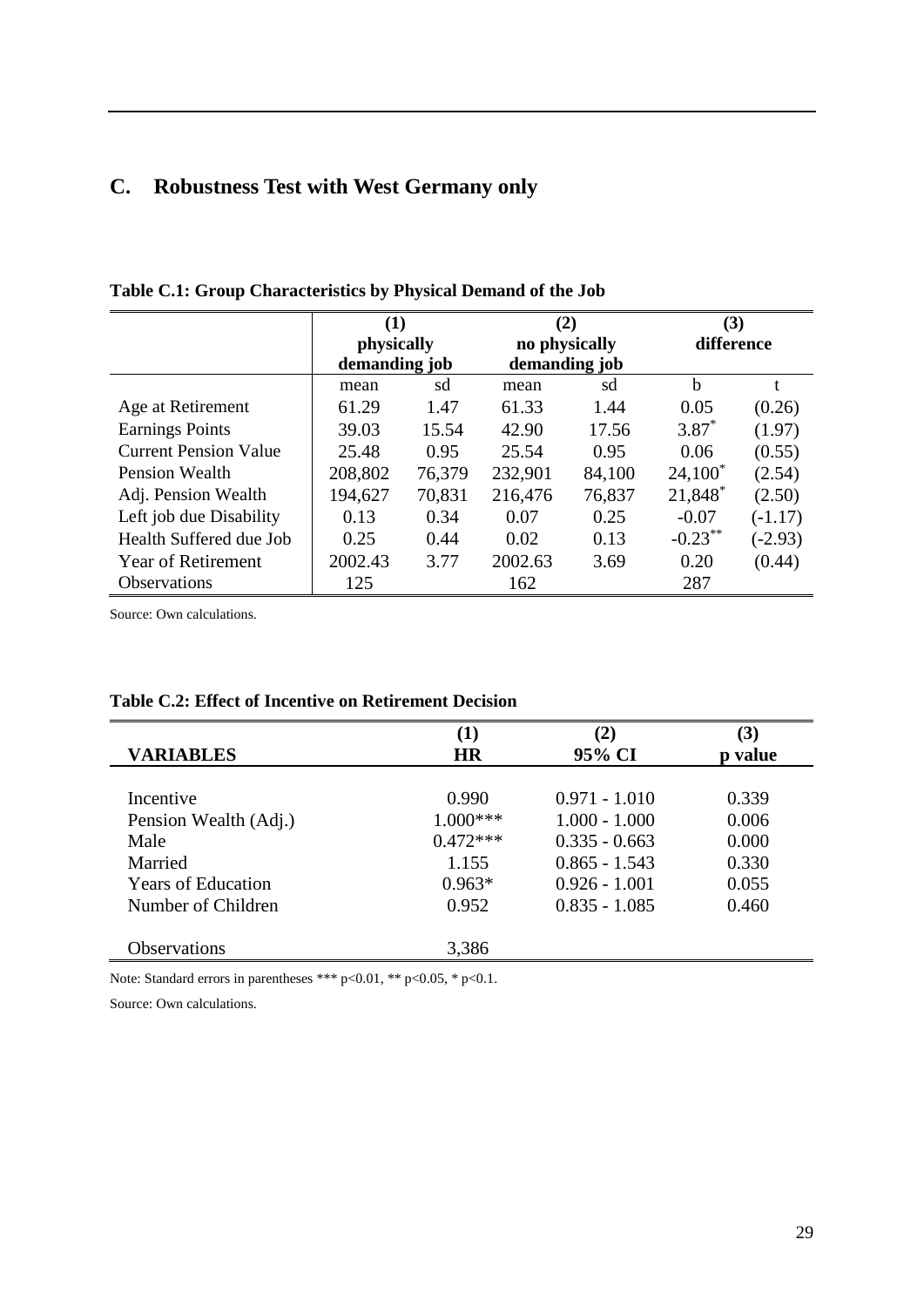## C. Robustness Test with West Germany only

**Table C.1: Group Characteristics by Physical Demand of the Job**

| | (1) physically demanding job | | (2) no physically demanding job | | (3) difference | |
|---|---|---|---|---|---|---|
| | mean | sd | mean | sd | b | t |
| Age at Retirement | 61.29 | 1.47 | 61.33 | 1.44 | 0.05 | (0.26) |
| Earnings Points | 39.03 | 15.54 | 42.90 | 17.56 | 3.87* | (1.97) |
| Current Pension Value | 25.48 | 0.95 | 25.54 | 0.95 | 0.06 | (0.55) |
| Pension Wealth | 208,802 | 76,379 | 232,901 | 84,100 | 24,100* | (2.54) |
| Adj. Pension Wealth | 194,627 | 70,831 | 216,476 | 76,837 | 21,848* | (2.50) |
| Left job due Disability | 0.13 | 0.34 | 0.07 | 0.25 | -0.07 | (-1.17) |
| Health Suffered due Job | 0.25 | 0.44 | 0.02 | 0.13 | -0.23** | (-2.93) |
| Year of Retirement | 2002.43 | 3.77 | 2002.63 | 3.69 | 0.20 | (0.44) |
| Observations | 125 | | 162 | | 287 | |

Source: Own calculations.

**Table C.2: Effect of Incentive on Retirement Decision**

| VARIABLES | (1) HR | (2) 95% CI | (3) p value |
|---|---|---|---|
| Incentive | 0.990 | 0.971 - 1.010 | 0.339 |
| Pension Wealth (Adj.) | 1.000*** | 1.000 - 1.000 | 0.006 |
| Male | 0.472*** | 0.335 - 0.663 | 0.000 |
| Married | 1.155 | 0.865 - 1.543 | 0.330 |
| Years of Education | 0.963* | 0.926 - 1.001 | 0.055 |
| Number of Children | 0.952 | 0.835 - 1.085 | 0.460 |
| Observations | 3,386 | | |

Note: Standard errors in parentheses *** p<0.01, ** p<0.05, * p<0.1.

Source: Own calculations.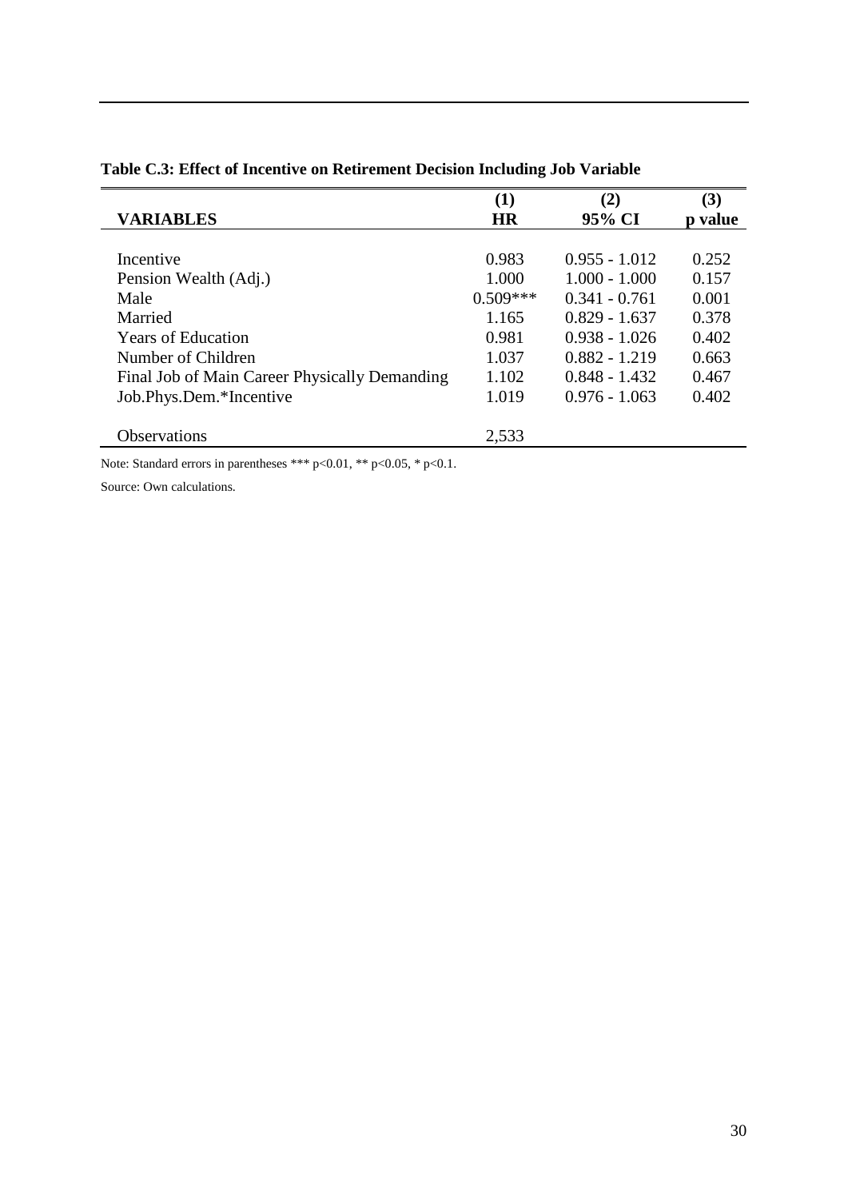**Table C.3: Effect of Incentive on Retirement Decision Including Job Variable**

| VARIABLES | (1) HR | (2) 95% CI | (3) p value |
|---|---|---|---|
| Incentive | 0.983 | 0.955 - 1.012 | 0.252 |
| Pension Wealth (Adj.) | 1.000 | 1.000 - 1.000 | 0.157 |
| Male | 0.509*** | 0.341 - 0.761 | 0.001 |
| Married | 1.165 | 0.829 - 1.637 | 0.378 |
| Years of Education | 0.981 | 0.938 - 1.026 | 0.402 |
| Number of Children | 1.037 | 0.882 - 1.219 | 0.663 |
| Final Job of Main Career Physically Demanding | 1.102 | 0.848 - 1.432 | 0.467 |
| Job.Phys.Dem.*Incentive | 1.019 | 0.976 - 1.063 | 0.402 |
| Observations | 2,533 | | |

Note: Standard errors in parentheses *** $p<0.01$, ** $p<0.05$, * $p<0.1$.

Source: Own calculations.